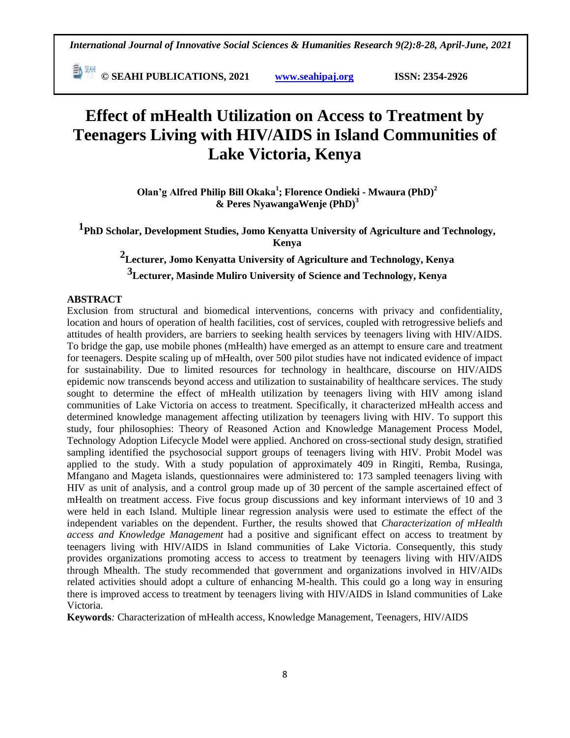# Effect of mHealth Utilization on Access to Treatment by Teenagers Living with HIV/AIDS in Island Communities of Lake Victoria, Kenya

**Olan'g Alfred Philip Bill Okaka[1]; Florence Ondieki - Mwaura (PhD)[2] & Peres NyawangaWenje (PhD)[3]**

**[1]PhD Scholar, Development Studies, Jomo Kenyatta University of Agriculture and Technology, Kenya**

**[2]Lecturer, Jomo Kenyatta University of Agriculture and Technology, Kenya**

**[3]Lecturer, Masinde Muliro University of Science and Technology, Kenya**

## ABSTRACT

Exclusion from structural and biomedical interventions, concerns with privacy and confidentiality, location and hours of operation of health facilities, cost of services, coupled with retrogressive beliefs and attitudes of health providers, are barriers to seeking health services by teenagers living with HIV/AIDS. To bridge the gap, use mobile phones (mHealth) have emerged as an attempt to ensure care and treatment for teenagers. Despite scaling up of mHealth, over 500 pilot studies have not indicated evidence of impact for sustainability. Due to limited resources for technology in healthcare, discourse on HIV/AIDS epidemic now transcends beyond access and utilization to sustainability of healthcare services. The study sought to determine the effect of mHealth utilization by teenagers living with HIV among island communities of Lake Victoria on access to treatment. Specifically, it characterized mHealth access and determined knowledge management affecting utilization by teenagers living with HIV. To support this study, four philosophies: Theory of Reasoned Action and Knowledge Management Process Model, Technology Adoption Lifecycle Model were applied. Anchored on cross-sectional study design, stratified sampling identified the psychosocial support groups of teenagers living with HIV. Probit Model was applied to the study. With a study population of approximately 409 in Ringiti, Remba, Rusinga, Mfangano and Mageta islands, questionnaires were administered to: 173 sampled teenagers living with HIV as unit of analysis, and a control group made up of 30 percent of the sample ascertained effect of mHealth on treatment access. Five focus group discussions and key informant interviews of 10 and 3 were held in each Island. Multiple linear regression analysis were used to estimate the effect of the independent variables on the dependent. Further, the results showed that *Characterization of mHealth access and Knowledge Management* had a positive and significant effect on access to treatment by teenagers living with HIV/AIDS in Island communities of Lake Victoria. Consequently, this study provides organizations promoting access to access to treatment by teenagers living with HIV/AIDS through Mhealth. The study recommended that government and organizations involved in HIV/AIDs related activities should adopt a culture of enhancing M-health. This could go a long way in ensuring there is improved access to treatment by teenagers living with HIV/AIDS in Island communities of Lake Victoria.

**Keywords***:* Characterization of mHealth access, Knowledge Management, Teenagers, HIV/AIDS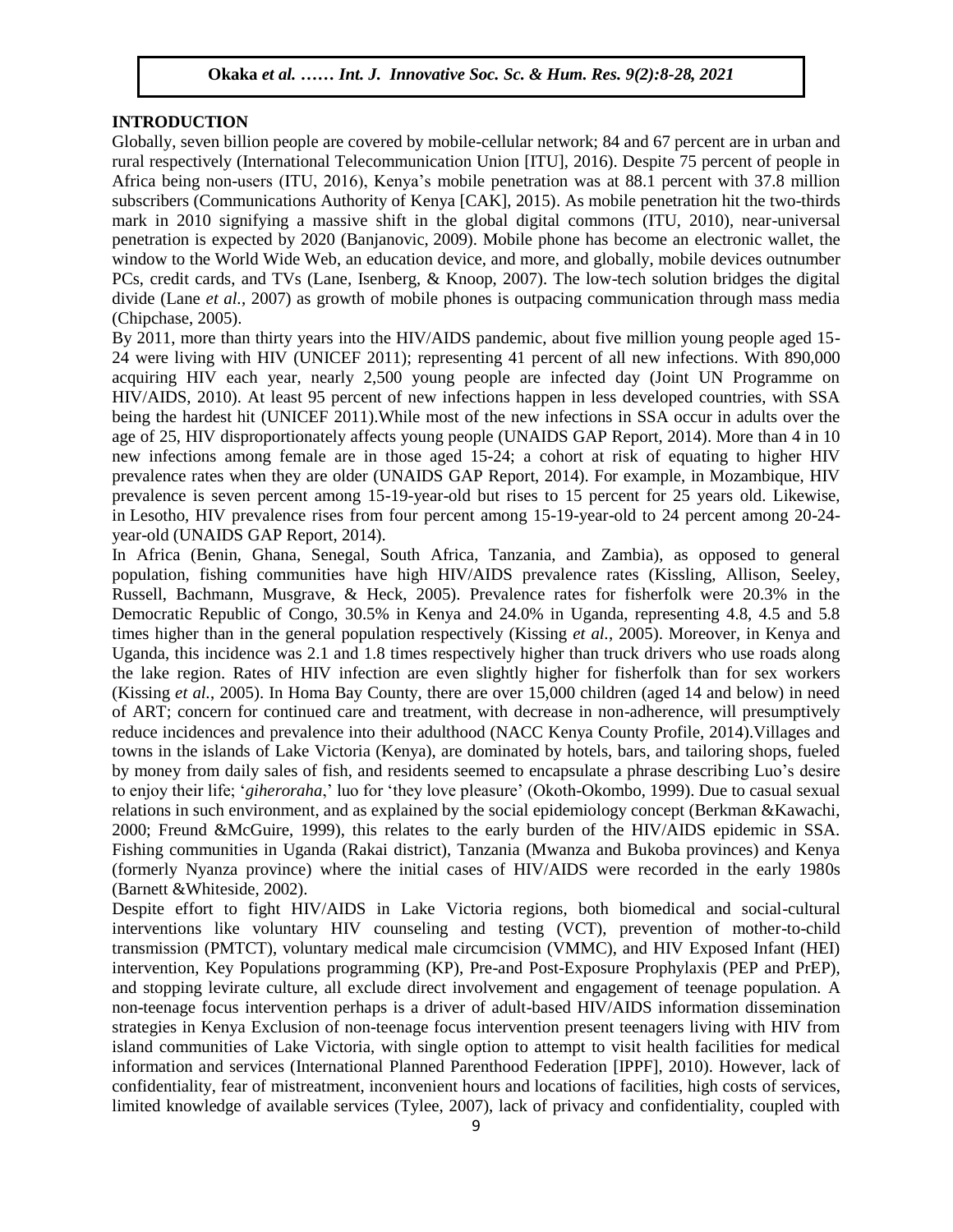## INTRODUCTION

Globally, seven billion people are covered by mobile-cellular network; 84 and 67 percent are in urban and rural respectively (International Telecommunication Union [ITU], 2016). Despite 75 percent of people in Africa being non-users (ITU, 2016), Kenya's mobile penetration was at 88.1 percent with 37.8 million subscribers (Communications Authority of Kenya [CAK], 2015). As mobile penetration hit the two-thirds mark in 2010 signifying a massive shift in the global digital commons (ITU, 2010), near-universal penetration is expected by 2020 (Banjanovic, 2009). Mobile phone has become an electronic wallet, the window to the World Wide Web, an education device, and more, and globally, mobile devices outnumber PCs, credit cards, and TVs (Lane, Isenberg, & Knoop, 2007). The low-tech solution bridges the digital divide (Lane *et al.*, 2007) as growth of mobile phones is outpacing communication through mass media (Chipchase, 2005).

By 2011, more than thirty years into the HIV/AIDS pandemic, about five million young people aged 15-24 were living with HIV (UNICEF 2011); representing 41 percent of all new infections. With 890,000 acquiring HIV each year, nearly 2,500 young people are infected day (Joint UN Programme on HIV/AIDS, 2010). At least 95 percent of new infections happen in less developed countries, with SSA being the hardest hit (UNICEF 2011).While most of the new infections in SSA occur in adults over the age of 25, HIV disproportionately affects young people (UNAIDS GAP Report, 2014). More than 4 in 10 new infections among female are in those aged 15-24; a cohort at risk of equating to higher HIV prevalence rates when they are older (UNAIDS GAP Report, 2014). For example, in Mozambique, HIV prevalence is seven percent among 15-19-year-old but rises to 15 percent for 25 years old. Likewise, in Lesotho, HIV prevalence rises from four percent among 15-19-year-old to 24 percent among 20-24-year-old (UNAIDS GAP Report, 2014).

In Africa (Benin, Ghana, Senegal, South Africa, Tanzania, and Zambia), as opposed to general population, fishing communities have high HIV/AIDS prevalence rates (Kissling, Allison, Seeley, Russell, Bachmann, Musgrave, & Heck, 2005). Prevalence rates for fisherfolk were 20.3% in the Democratic Republic of Congo, 30.5% in Kenya and 24.0% in Uganda, representing 4.8, 4.5 and 5.8 times higher than in the general population respectively (Kissing *et al.*, 2005). Moreover, in Kenya and Uganda, this incidence was 2.1 and 1.8 times respectively higher than truck drivers who use roads along the lake region. Rates of HIV infection are even slightly higher for fisherfolk than for sex workers (Kissing *et al.*, 2005). In Homa Bay County, there are over 15,000 children (aged 14 and below) in need of ART; concern for continued care and treatment, with decrease in non-adherence, will presumptively reduce incidences and prevalence into their adulthood (NACC Kenya County Profile, 2014).Villages and towns in the islands of Lake Victoria (Kenya), are dominated by hotels, bars, and tailoring shops, fueled by money from daily sales of fish, and residents seemed to encapsulate a phrase describing Luo's desire to enjoy their life; '*giheroraha*,' luo for 'they love pleasure' (Okoth-Okombo, 1999). Due to casual sexual relations in such environment, and as explained by the social epidemiology concept (Berkman &Kawachi, 2000; Freund &McGuire, 1999), this relates to the early burden of the HIV/AIDS epidemic in SSA. Fishing communities in Uganda (Rakai district), Tanzania (Mwanza and Bukoba provinces) and Kenya (formerly Nyanza province) where the initial cases of HIV/AIDS were recorded in the early 1980s (Barnett &Whiteside, 2002).

Despite effort to fight HIV/AIDS in Lake Victoria regions, both biomedical and social-cultural interventions like voluntary HIV counseling and testing (VCT), prevention of mother-to-child transmission (PMTCT), voluntary medical male circumcision (VMMC), and HIV Exposed Infant (HEI) intervention, Key Populations programming (KP), Pre-and Post-Exposure Prophylaxis (PEP and PrEP), and stopping levirate culture, all exclude direct involvement and engagement of teenage population. A non-teenage focus intervention perhaps is a driver of adult-based HIV/AIDS information dissemination strategies in Kenya Exclusion of non-teenage focus intervention present teenagers living with HIV from island communities of Lake Victoria, with single option to attempt to visit health facilities for medical information and services (International Planned Parenthood Federation [IPPF], 2010). However, lack of confidentiality, fear of mistreatment, inconvenient hours and locations of facilities, high costs of services, limited knowledge of available services (Tylee, 2007), lack of privacy and confidentiality, coupled with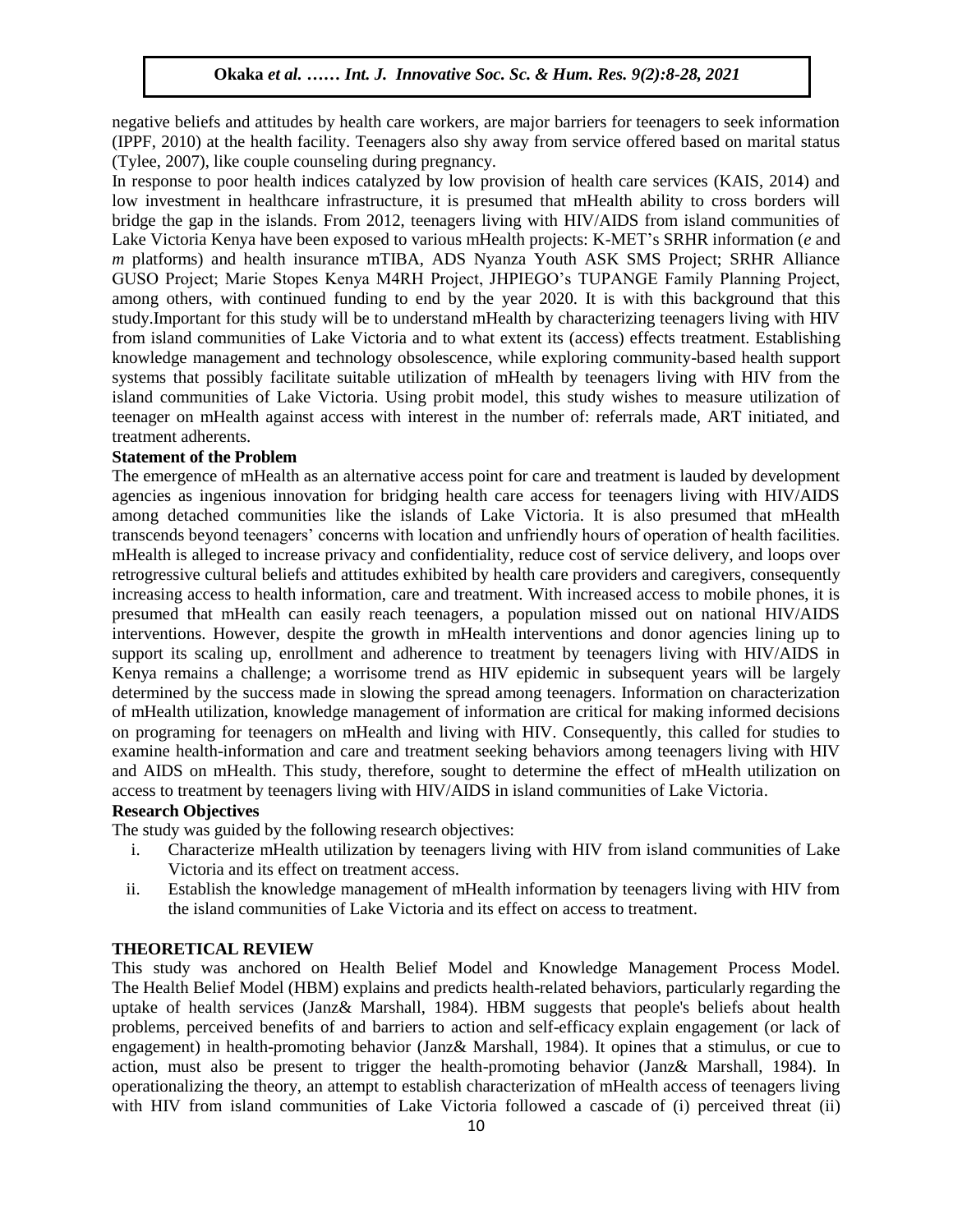negative beliefs and attitudes by health care workers, are major barriers for teenagers to seek information (IPPF, 2010) at the health facility. Teenagers also shy away from service offered based on marital status (Tylee, 2007), like couple counseling during pregnancy.

In response to poor health indices catalyzed by low provision of health care services (KAIS, 2014) and low investment in healthcare infrastructure, it is presumed that mHealth ability to cross borders will bridge the gap in the islands. From 2012, teenagers living with HIV/AIDS from island communities of Lake Victoria Kenya have been exposed to various mHealth projects: K-MET's SRHR information (*e* and *m* platforms) and health insurance mTIBA, ADS Nyanza Youth ASK SMS Project; SRHR Alliance GUSO Project; Marie Stopes Kenya M4RH Project, JHPIEGO's TUPANGE Family Planning Project, among others, with continued funding to end by the year 2020. It is with this background that this study.Important for this study will be to understand mHealth by characterizing teenagers living with HIV from island communities of Lake Victoria and to what extent its (access) effects treatment. Establishing knowledge management and technology obsolescence, while exploring community-based health support systems that possibly facilitate suitable utilization of mHealth by teenagers living with HIV from the island communities of Lake Victoria. Using probit model, this study wishes to measure utilization of teenager on mHealth against access with interest in the number of: referrals made, ART initiated, and treatment adherents.

## Statement of the Problem

The emergence of mHealth as an alternative access point for care and treatment is lauded by development agencies as ingenious innovation for bridging health care access for teenagers living with HIV/AIDS among detached communities like the islands of Lake Victoria. It is also presumed that mHealth transcends beyond teenagers' concerns with location and unfriendly hours of operation of health facilities. mHealth is alleged to increase privacy and confidentiality, reduce cost of service delivery, and loops over retrogressive cultural beliefs and attitudes exhibited by health care providers and caregivers, consequently increasing access to health information, care and treatment. With increased access to mobile phones, it is presumed that mHealth can easily reach teenagers, a population missed out on national HIV/AIDS interventions. However, despite the growth in mHealth interventions and donor agencies lining up to support its scaling up, enrollment and adherence to treatment by teenagers living with HIV/AIDS in Kenya remains a challenge; a worrisome trend as HIV epidemic in subsequent years will be largely determined by the success made in slowing the spread among teenagers. Information on characterization of mHealth utilization, knowledge management of information are critical for making informed decisions on programing for teenagers on mHealth and living with HIV. Consequently, this called for studies to examine health-information and care and treatment seeking behaviors among teenagers living with HIV and AIDS on mHealth. This study, therefore, sought to determine the effect of mHealth utilization on access to treatment by teenagers living with HIV/AIDS in island communities of Lake Victoria.

## Research Objectives

The study was guided by the following research objectives:

i. Characterize mHealth utilization by teenagers living with HIV from island communities of Lake Victoria and its effect on treatment access.
ii. Establish the knowledge management of mHealth information by teenagers living with HIV from the island communities of Lake Victoria and its effect on access to treatment.

## THEORETICAL REVIEW

This study was anchored on Health Belief Model and Knowledge Management Process Model. The Health Belief Model (HBM) explains and predicts health-related behaviors, particularly regarding the uptake of health services (Janz& Marshall, 1984). HBM suggests that people's beliefs about health problems, perceived benefits of and barriers to action and self-efficacy explain engagement (or lack of engagement) in health-promoting behavior (Janz& Marshall, 1984). It opines that a stimulus, or cue to action, must also be present to trigger the health-promoting behavior (Janz& Marshall, 1984). In operationalizing the theory, an attempt to establish characterization of mHealth access of teenagers living with HIV from island communities of Lake Victoria followed a cascade of (i) perceived threat (ii)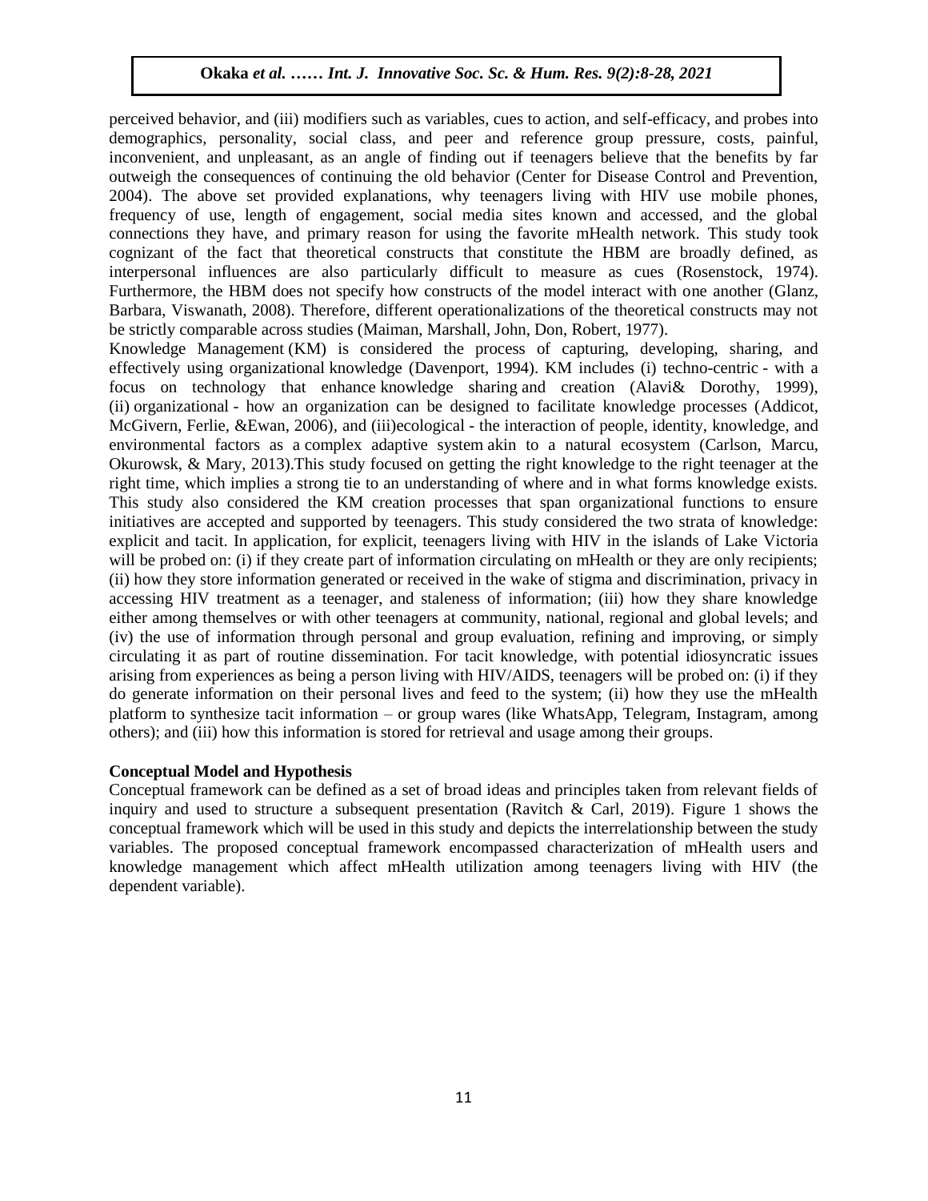perceived behavior, and (iii) modifiers such as variables, cues to action, and self-efficacy, and probes into demographics, personality, social class, and peer and reference group pressure, costs, painful, inconvenient, and unpleasant, as an angle of finding out if teenagers believe that the benefits by far outweigh the consequences of continuing the old behavior (Center for Disease Control and Prevention, 2004). The above set provided explanations, why teenagers living with HIV use mobile phones, frequency of use, length of engagement, social media sites known and accessed, and the global connections they have, and primary reason for using the favorite mHealth network. This study took cognizant of the fact that theoretical constructs that constitute the HBM are broadly defined, as interpersonal influences are also particularly difficult to measure as cues (Rosenstock, 1974). Furthermore, the HBM does not specify how constructs of the model interact with one another (Glanz, Barbara, Viswanath, 2008). Therefore, different operationalizations of the theoretical constructs may not be strictly comparable across studies (Maiman, Marshall, John, Don, Robert, 1977).

Knowledge Management (KM) is considered the process of capturing, developing, sharing, and effectively using organizational knowledge (Davenport, 1994). KM includes (i) techno-centric - with a focus on technology that enhance knowledge sharing and creation (Alavi& Dorothy, 1999), (ii) organizational - how an organization can be designed to facilitate knowledge processes (Addicot, McGivern, Ferlie, &Ewan, 2006), and (iii)ecological - the interaction of people, identity, knowledge, and environmental factors as a complex adaptive system akin to a natural ecosystem (Carlson, Marcu, Okurowsk, & Mary, 2013).This study focused on getting the right knowledge to the right teenager at the right time, which implies a strong tie to an understanding of where and in what forms knowledge exists. This study also considered the KM creation processes that span organizational functions to ensure initiatives are accepted and supported by teenagers. This study considered the two strata of knowledge: explicit and tacit. In application, for explicit, teenagers living with HIV in the islands of Lake Victoria will be probed on: (i) if they create part of information circulating on mHealth or they are only recipients; (ii) how they store information generated or received in the wake of stigma and discrimination, privacy in accessing HIV treatment as a teenager, and staleness of information; (iii) how they share knowledge either among themselves or with other teenagers at community, national, regional and global levels; and (iv) the use of information through personal and group evaluation, refining and improving, or simply circulating it as part of routine dissemination. For tacit knowledge, with potential idiosyncratic issues arising from experiences as being a person living with HIV/AIDS, teenagers will be probed on: (i) if they do generate information on their personal lives and feed to the system; (ii) how they use the mHealth platform to synthesize tacit information – or group wares (like WhatsApp, Telegram, Instagram, among others); and (iii) how this information is stored for retrieval and usage among their groups.

**Conceptual Model and Hypothesis**

Conceptual framework can be defined as a set of broad ideas and principles taken from relevant fields of inquiry and used to structure a subsequent presentation (Ravitch & Carl, 2019). Figure 1 shows the conceptual framework which will be used in this study and depicts the interrelationship between the study variables. The proposed conceptual framework encompassed characterization of mHealth users and knowledge management which affect mHealth utilization among teenagers living with HIV (the dependent variable).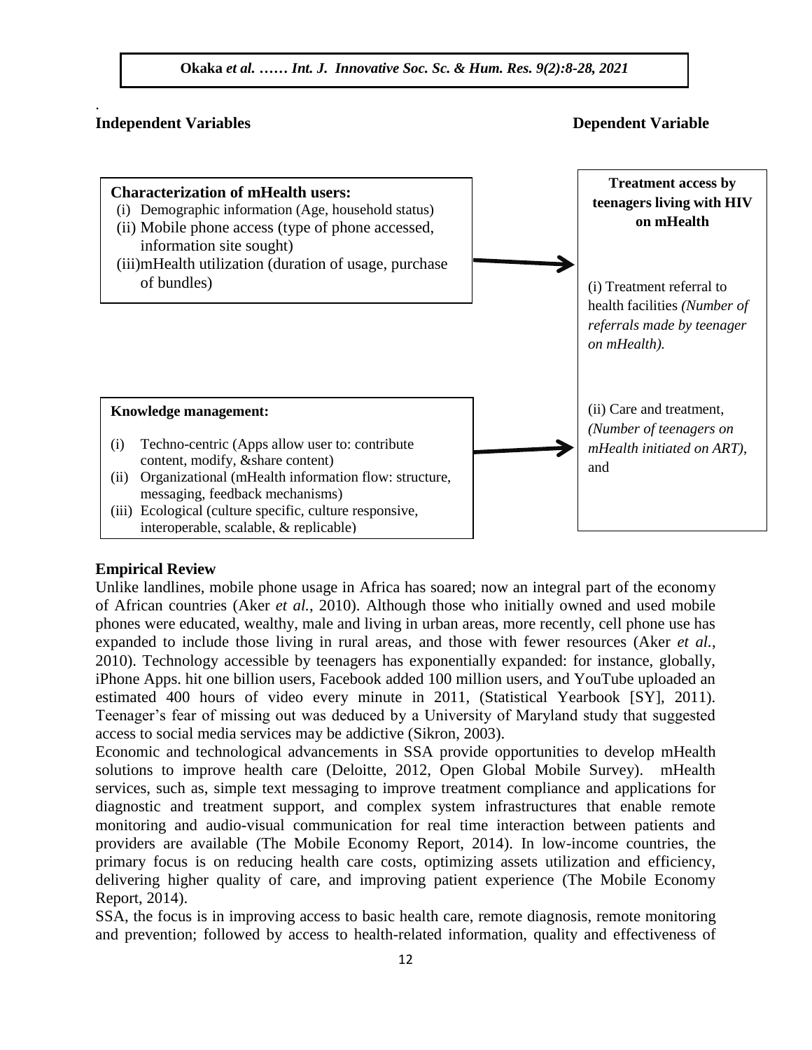**Independent Variables** | **Dependent Variable**

**Characterization of mHealth users:**

- (i) Demographic information (Age, household status)
- (ii) Mobile phone access (type of phone accessed, information site sought)
- (iii) mHealth utilization (duration of usage, purchase of bundles)

**Knowledge management:**

- (i) Techno-centric (Apps allow user to: contribute content, modify, &share content)
- (ii) Organizational (mHealth information flow: structure, messaging, feedback mechanisms)
- (iii) Ecological (culture specific, culture responsive, interoperable, scalable, & replicable)

**Treatment access by teenagers living with HIV on mHealth**

(i) Treatment referral to health facilities *(Number of referrals made by teenager on mHealth).*

(ii) Care and treatment, *(Number of teenagers on mHealth initiated on ART),* and

## Empirical Review

Unlike landlines, mobile phone usage in Africa has soared; now an integral part of the economy of African countries (Aker *et al.*, 2010). Although those who initially owned and used mobile phones were educated, wealthy, male and living in urban areas, more recently, cell phone use has expanded to include those living in rural areas, and those with fewer resources (Aker *et al.*, 2010). Technology accessible by teenagers has exponentially expanded: for instance, globally, iPhone Apps. hit one billion users, Facebook added 100 million users, and YouTube uploaded an estimated 400 hours of video every minute in 2011, (Statistical Yearbook [SY], 2011). Teenager's fear of missing out was deduced by a University of Maryland study that suggested access to social media services may be addictive (Sikron, 2003).

Economic and technological advancements in SSA provide opportunities to develop mHealth solutions to improve health care (Deloitte, 2012, Open Global Mobile Survey). mHealth services, such as, simple text messaging to improve treatment compliance and applications for diagnostic and treatment support, and complex system infrastructures that enable remote monitoring and audio-visual communication for real time interaction between patients and providers are available (The Mobile Economy Report, 2014). In low-income countries, the primary focus is on reducing health care costs, optimizing assets utilization and efficiency, delivering higher quality of care, and improving patient experience (The Mobile Economy Report, 2014).

SSA, the focus is in improving access to basic health care, remote diagnosis, remote monitoring and prevention; followed by access to health-related information, quality and effectiveness of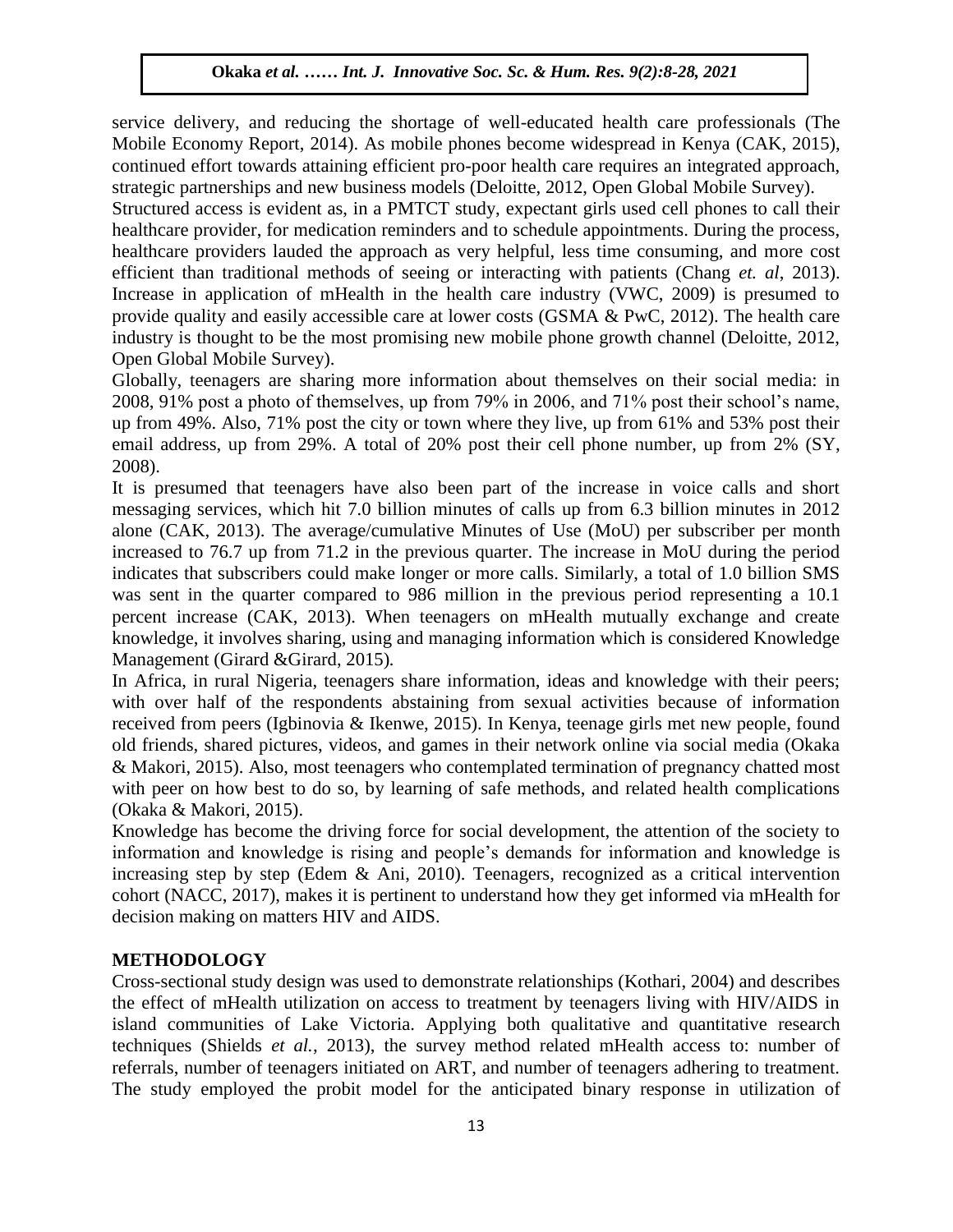service delivery, and reducing the shortage of well-educated health care professionals (The Mobile Economy Report, 2014). As mobile phones become widespread in Kenya (CAK, 2015), continued effort towards attaining efficient pro-poor health care requires an integrated approach, strategic partnerships and new business models (Deloitte, 2012, Open Global Mobile Survey).

Structured access is evident as, in a PMTCT study, expectant girls used cell phones to call their healthcare provider, for medication reminders and to schedule appointments. During the process, healthcare providers lauded the approach as very helpful, less time consuming, and more cost efficient than traditional methods of seeing or interacting with patients (Chang *et. al*, 2013). Increase in application of mHealth in the health care industry (VWC, 2009) is presumed to provide quality and easily accessible care at lower costs (GSMA & PwC, 2012). The health care industry is thought to be the most promising new mobile phone growth channel (Deloitte, 2012, Open Global Mobile Survey).

Globally, teenagers are sharing more information about themselves on their social media: in 2008, 91% post a photo of themselves, up from 79% in 2006, and 71% post their school's name, up from 49%. Also, 71% post the city or town where they live, up from 61% and 53% post their email address, up from 29%. A total of 20% post their cell phone number, up from 2% (SY, 2008).

It is presumed that teenagers have also been part of the increase in voice calls and short messaging services, which hit 7.0 billion minutes of calls up from 6.3 billion minutes in 2012 alone (CAK, 2013). The average/cumulative Minutes of Use (MoU) per subscriber per month increased to 76.7 up from 71.2 in the previous quarter. The increase in MoU during the period indicates that subscribers could make longer or more calls. Similarly, a total of 1.0 billion SMS was sent in the quarter compared to 986 million in the previous period representing a 10.1 percent increase (CAK, 2013). When teenagers on mHealth mutually exchange and create knowledge, it involves sharing, using and managing information which is considered Knowledge Management (Girard &Girard, 2015).

In Africa, in rural Nigeria, teenagers share information, ideas and knowledge with their peers; with over half of the respondents abstaining from sexual activities because of information received from peers (Igbinovia & Ikenwe, 2015). In Kenya, teenage girls met new people, found old friends, shared pictures, videos, and games in their network online via social media (Okaka & Makori, 2015). Also, most teenagers who contemplated termination of pregnancy chatted most with peer on how best to do so, by learning of safe methods, and related health complications (Okaka & Makori, 2015).

Knowledge has become the driving force for social development, the attention of the society to information and knowledge is rising and people's demands for information and knowledge is increasing step by step (Edem & Ani, 2010). Teenagers, recognized as a critical intervention cohort (NACC, 2017), makes it is pertinent to understand how they get informed via mHealth for decision making on matters HIV and AIDS.

## METHODOLOGY

Cross-sectional study design was used to demonstrate relationships (Kothari, 2004) and describes the effect of mHealth utilization on access to treatment by teenagers living with HIV/AIDS in island communities of Lake Victoria. Applying both qualitative and quantitative research techniques (Shields *et al.*, 2013), the survey method related mHealth access to: number of referrals, number of teenagers initiated on ART, and number of teenagers adhering to treatment. The study employed the probit model for the anticipated binary response in utilization of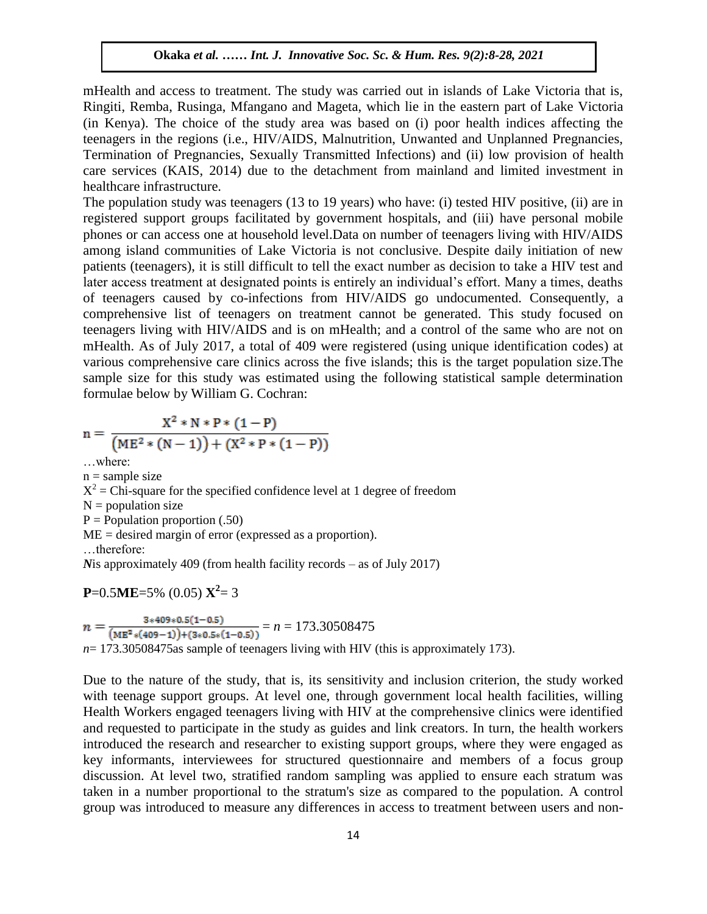mHealth and access to treatment. The study was carried out in islands of Lake Victoria that is, Ringiti, Remba, Rusinga, Mfangano and Mageta, which lie in the eastern part of Lake Victoria (in Kenya). The choice of the study area was based on (i) poor health indices affecting the teenagers in the regions (i.e., HIV/AIDS, Malnutrition, Unwanted and Unplanned Pregnancies, Termination of Pregnancies, Sexually Transmitted Infections) and (ii) low provision of health care services (KAIS, 2014) due to the detachment from mainland and limited investment in healthcare infrastructure.

The population study was teenagers (13 to 19 years) who have: (i) tested HIV positive, (ii) are in registered support groups facilitated by government hospitals, and (iii) have personal mobile phones or can access one at household level.Data on number of teenagers living with HIV/AIDS among island communities of Lake Victoria is not conclusive. Despite daily initiation of new patients (teenagers), it is still difficult to tell the exact number as decision to take a HIV test and later access treatment at designated points is entirely an individual's effort. Many a times, deaths of teenagers caused by co-infections from HIV/AIDS go undocumented. Consequently, a comprehensive list of teenagers on treatment cannot be generated. This study focused on teenagers living with HIV/AIDS and is on mHealth; and a control of the same who are not on mHealth. As of July 2017, a total of 409 were registered (using unique identification codes) at various comprehensive care clinics across the five islands; this is the target population size.The sample size for this study was estimated using the following statistical sample determination formulae below by William G. Cochran:

$$n = \frac{X^2 * N * P * (1 - P)}{\left(ME^2 * (N - 1)\right) + \left(X^2 * P * (1 - P)\right)}$$

…where:

n = sample size

$X^2$ = Chi-square for the specified confidence level at 1 degree of freedom

N = population size

P = Population proportion (.50)

ME = desired margin of error (expressed as a proportion).

…therefore:

***N***is approximately 409 (from health facility records – as of July 2017)

**P**=0.5**ME**=5% (0.05) $\mathbf{X^2}$= 3

$$n = \frac{3*409*0.5(1-0.5)}{\left(ME^2*(409-1)\right)+\left(3*0.5*(1-0.5)\right)} = n = 173.30508475$$

*n*= 173.30508475as sample of teenagers living with HIV (this is approximately 173).

Due to the nature of the study, that is, its sensitivity and inclusion criterion, the study worked with teenage support groups. At level one, through government local health facilities, willing Health Workers engaged teenagers living with HIV at the comprehensive clinics were identified and requested to participate in the study as guides and link creators. In turn, the health workers introduced the research and researcher to existing support groups, where they were engaged as key informants, interviewees for structured questionnaire and members of a focus group discussion. At level two, stratified random sampling was applied to ensure each stratum was taken in a number proportional to the stratum's size as compared to the population. A control group was introduced to measure any differences in access to treatment between users and non-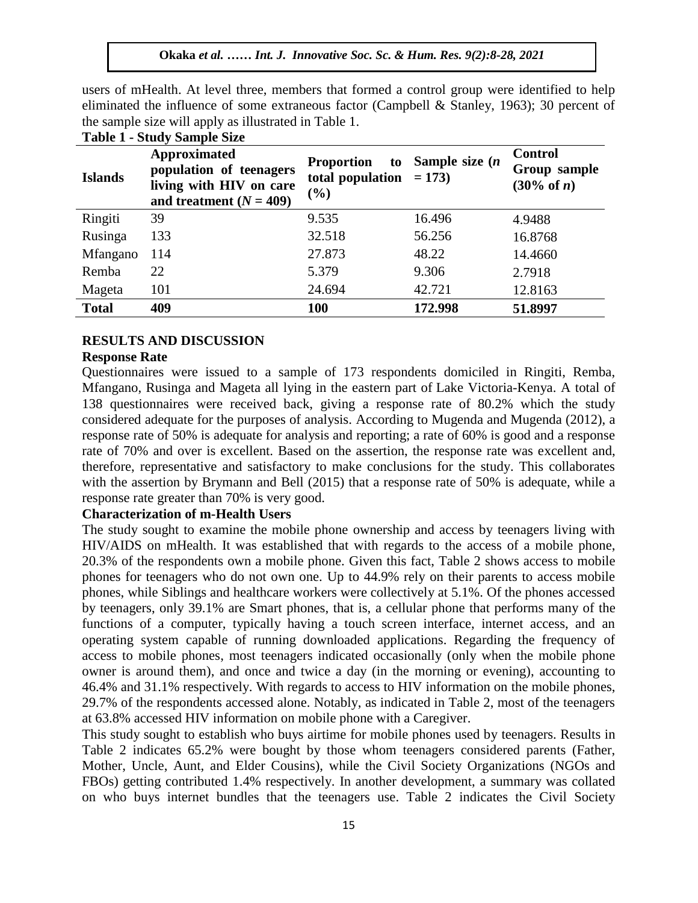users of mHealth. At level three, members that formed a control group were identified to help eliminated the influence of some extraneous factor (Campbell & Stanley, 1963); 30 percent of the sample size will apply as illustrated in Table 1.

**Table 1 - Study Sample Size**

| Islands | Approximated population of teenagers living with HIV on care and treatment ($N = 409$) | Proportion to total population (%) | Sample size ($n = 173$) | Control Group sample (30% of $n$) |
|---|---|---|---|---|
| Ringiti | 39 | 9.535 | 16.496 | 4.9488 |
| Rusinga | 133 | 32.518 | 56.256 | 16.8768 |
| Mfangano | 114 | 27.873 | 48.22 | 14.4660 |
| Remba | 22 | 5.379 | 9.306 | 2.7918 |
| Mageta | 101 | 24.694 | 42.721 | 12.8163 |
| **Total** | **409** | **100** | **172.998** | **51.8997** |

## RESULTS AND DISCUSSION

### Response Rate

Questionnaires were issued to a sample of 173 respondents domiciled in Ringiti, Remba, Mfangano, Rusinga and Mageta all lying in the eastern part of Lake Victoria-Kenya. A total of 138 questionnaires were received back, giving a response rate of 80.2% which the study considered adequate for the purposes of analysis. According to Mugenda and Mugenda (2012), a response rate of 50% is adequate for analysis and reporting; a rate of 60% is good and a response rate of 70% and over is excellent. Based on the assertion, the response rate was excellent and, therefore, representative and satisfactory to make conclusions for the study. This collaborates with the assertion by Brymann and Bell (2015) that a response rate of 50% is adequate, while a response rate greater than 70% is very good.

### Characterization of m-Health Users

The study sought to examine the mobile phone ownership and access by teenagers living with HIV/AIDS on mHealth. It was established that with regards to the access of a mobile phone, 20.3% of the respondents own a mobile phone. Given this fact, Table 2 shows access to mobile phones for teenagers who do not own one. Up to 44.9% rely on their parents to access mobile phones, while Siblings and healthcare workers were collectively at 5.1%. Of the phones accessed by teenagers, only 39.1% are Smart phones, that is, a cellular phone that performs many of the functions of a computer, typically having a touch screen interface, internet access, and an operating system capable of running downloaded applications. Regarding the frequency of access to mobile phones, most teenagers indicated occasionally (only when the mobile phone owner is around them), and once and twice a day (in the morning or evening), accounting to 46.4% and 31.1% respectively. With regards to access to HIV information on the mobile phones, 29.7% of the respondents accessed alone. Notably, as indicated in Table 2, most of the teenagers at 63.8% accessed HIV information on mobile phone with a Caregiver.

This study sought to establish who buys airtime for mobile phones used by teenagers. Results in Table 2 indicates 65.2% were bought by those whom teenagers considered parents (Father, Mother, Uncle, Aunt, and Elder Cousins), while the Civil Society Organizations (NGOs and FBOs) getting contributed 1.4% respectively. In another development, a summary was collated on who buys internet bundles that the teenagers use. Table 2 indicates the Civil Society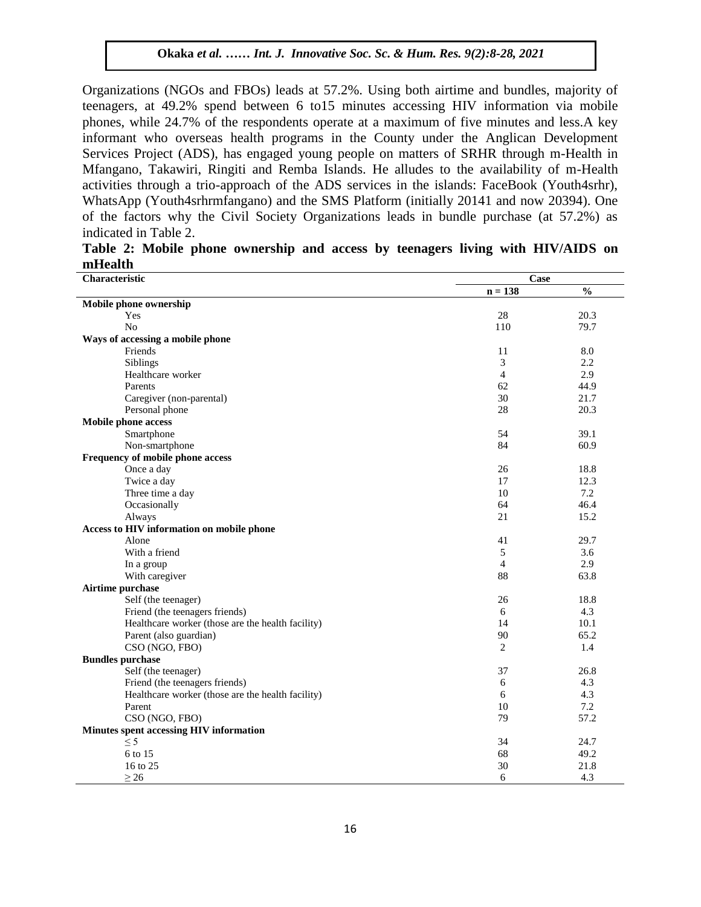Organizations (NGOs and FBOs) leads at 57.2%. Using both airtime and bundles, majority of teenagers, at 49.2% spend between 6 to15 minutes accessing HIV information via mobile phones, while 24.7% of the respondents operate at a maximum of five minutes and less.A key informant who overseas health programs in the County under the Anglican Development Services Project (ADS), has engaged young people on matters of SRHR through m-Health in Mfangano, Takawiri, Ringiti and Remba Islands. He alludes to the availability of m-Health activities through a trio-approach of the ADS services in the islands: FaceBook (Youth4srhr), WhatsApp (Youth4srhrmfangano) and the SMS Platform (initially 20141 and now 20394). One of the factors why the Civil Society Organizations leads in bundle purchase (at 57.2%) as indicated in Table 2.

**Table 2: Mobile phone ownership and access by teenagers living with HIV/AIDS on mHealth**

| Characteristic | Case | |
|---|---|---|
| | n = 138 | % |
| **Mobile phone ownership** | | |
| Yes | 28 | 20.3 |
| No | 110 | 79.7 |
| **Ways of accessing a mobile phone** | | |
| Friends | 11 | 8.0 |
| Siblings | 3 | 2.2 |
| Healthcare worker | 4 | 2.9 |
| Parents | 62 | 44.9 |
| Caregiver (non-parental) | 30 | 21.7 |
| Personal phone | 28 | 20.3 |
| **Mobile phone access** | | |
| Smartphone | 54 | 39.1 |
| Non-smartphone | 84 | 60.9 |
| **Frequency of mobile phone access** | | |
| Once a day | 26 | 18.8 |
| Twice a day | 17 | 12.3 |
| Three time a day | 10 | 7.2 |
| Occasionally | 64 | 46.4 |
| Always | 21 | 15.2 |
| **Access to HIV information on mobile phone** | | |
| Alone | 41 | 29.7 |
| With a friend | 5 | 3.6 |
| In a group | 4 | 2.9 |
| With caregiver | 88 | 63.8 |
| **Airtime purchase** | | |
| Self (the teenager) | 26 | 18.8 |
| Friend (the teenagers friends) | 6 | 4.3 |
| Healthcare worker (those are the health facility) | 14 | 10.1 |
| Parent (also guardian) | 90 | 65.2 |
| CSO (NGO, FBO) | 2 | 1.4 |
| **Bundles purchase** | | |
| Self (the teenager) | 37 | 26.8 |
| Friend (the teenagers friends) | 6 | 4.3 |
| Healthcare worker (those are the health facility) | 6 | 4.3 |
| Parent | 10 | 7.2 |
| CSO (NGO, FBO) | 79 | 57.2 |
| **Minutes spent accessing HIV information** | | |
| $\leq 5$ | 34 | 24.7 |
| 6 to 15 | 68 | 49.2 |
| 16 to 25 | 30 | 21.8 |
| $\geq 26$ | 6 | 4.3 |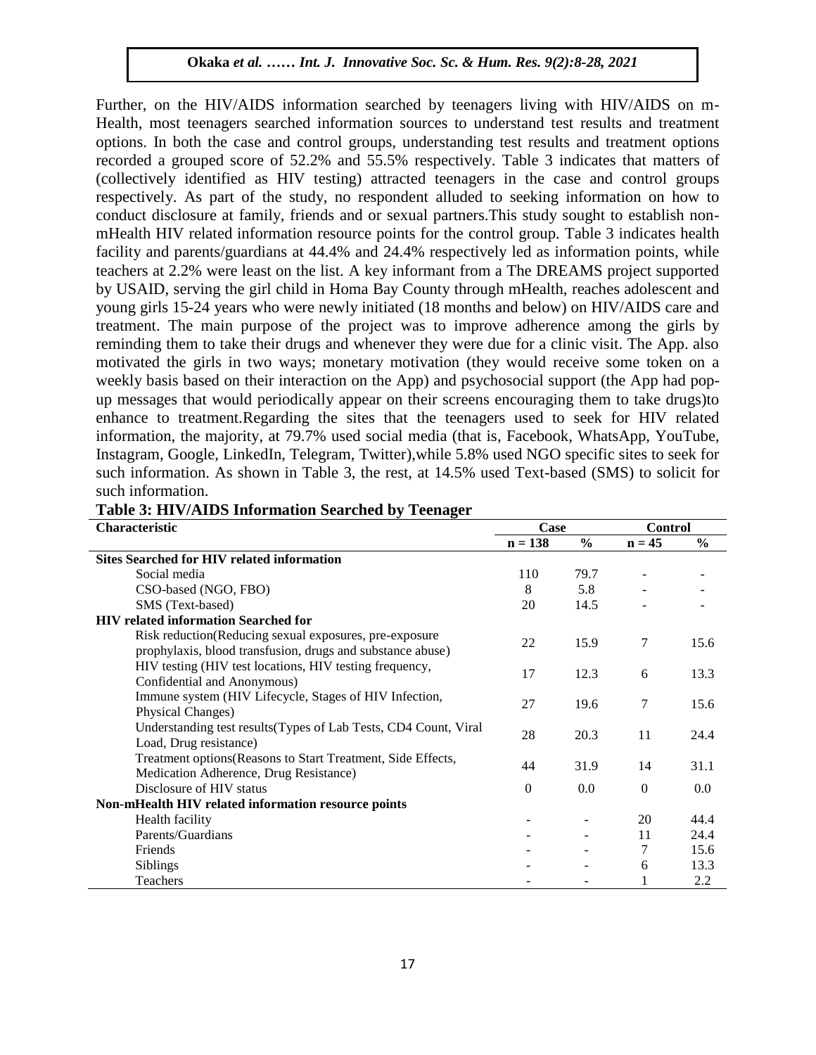Further, on the HIV/AIDS information searched by teenagers living with HIV/AIDS on m-Health, most teenagers searched information sources to understand test results and treatment options. In both the case and control groups, understanding test results and treatment options recorded a grouped score of 52.2% and 55.5% respectively. Table 3 indicates that matters of (collectively identified as HIV testing) attracted teenagers in the case and control groups respectively. As part of the study, no respondent alluded to seeking information on how to conduct disclosure at family, friends and or sexual partners.This study sought to establish non-mHealth HIV related information resource points for the control group. Table 3 indicates health facility and parents/guardians at 44.4% and 24.4% respectively led as information points, while teachers at 2.2% were least on the list. A key informant from a The DREAMS project supported by USAID, serving the girl child in Homa Bay County through mHealth, reaches adolescent and young girls 15-24 years who were newly initiated (18 months and below) on HIV/AIDS care and treatment. The main purpose of the project was to improve adherence among the girls by reminding them to take their drugs and whenever they were due for a clinic visit. The App. also motivated the girls in two ways; monetary motivation (they would receive some token on a weekly basis based on their interaction on the App) and psychosocial support (the App had pop-up messages that would periodically appear on their screens encouraging them to take drugs)to enhance to treatment.Regarding the sites that the teenagers used to seek for HIV related information, the majority, at 79.7% used social media (that is, Facebook, WhatsApp, YouTube, Instagram, Google, LinkedIn, Telegram, Twitter),while 5.8% used NGO specific sites to seek for such information. As shown in Table 3, the rest, at 14.5% used Text-based (SMS) to solicit for such information.

**Table 3: HIV/AIDS Information Searched by Teenager**

| Characteristic | Case | | Control | |
|---|---|---|---|---|
| | n = 138 | % | n = 45 | % |
| **Sites Searched for HIV related information** | | | | |
| Social media | 110 | 79.7 | - | - |
| CSO-based (NGO, FBO) | 8 | 5.8 | - | - |
| SMS (Text-based) | 20 | 14.5 | - | - |
| **HIV related information Searched for** | | | | |
| Risk reduction(Reducing sexual exposures, pre-exposure prophylaxis, blood transfusion, drugs and substance abuse) | 22 | 15.9 | 7 | 15.6 |
| HIV testing (HIV test locations, HIV testing frequency, Confidential and Anonymous) | 17 | 12.3 | 6 | 13.3 |
| Immune system (HIV Lifecycle, Stages of HIV Infection, Physical Changes) | 27 | 19.6 | 7 | 15.6 |
| Understanding test results(Types of Lab Tests, CD4 Count, Viral Load, Drug resistance) | 28 | 20.3 | 11 | 24.4 |
| Treatment options(Reasons to Start Treatment, Side Effects, Medication Adherence, Drug Resistance) | 44 | 31.9 | 14 | 31.1 |
| Disclosure of HIV status | 0 | 0.0 | 0 | 0.0 |
| **Non-mHealth HIV related information resource points** | | | | |
| Health facility | - | - | 20 | 44.4 |
| Parents/Guardians | - | - | 11 | 24.4 |
| Friends | - | - | 7 | 15.6 |
| Siblings | - | - | 6 | 13.3 |
| Teachers | - | - | 1 | 2.2 |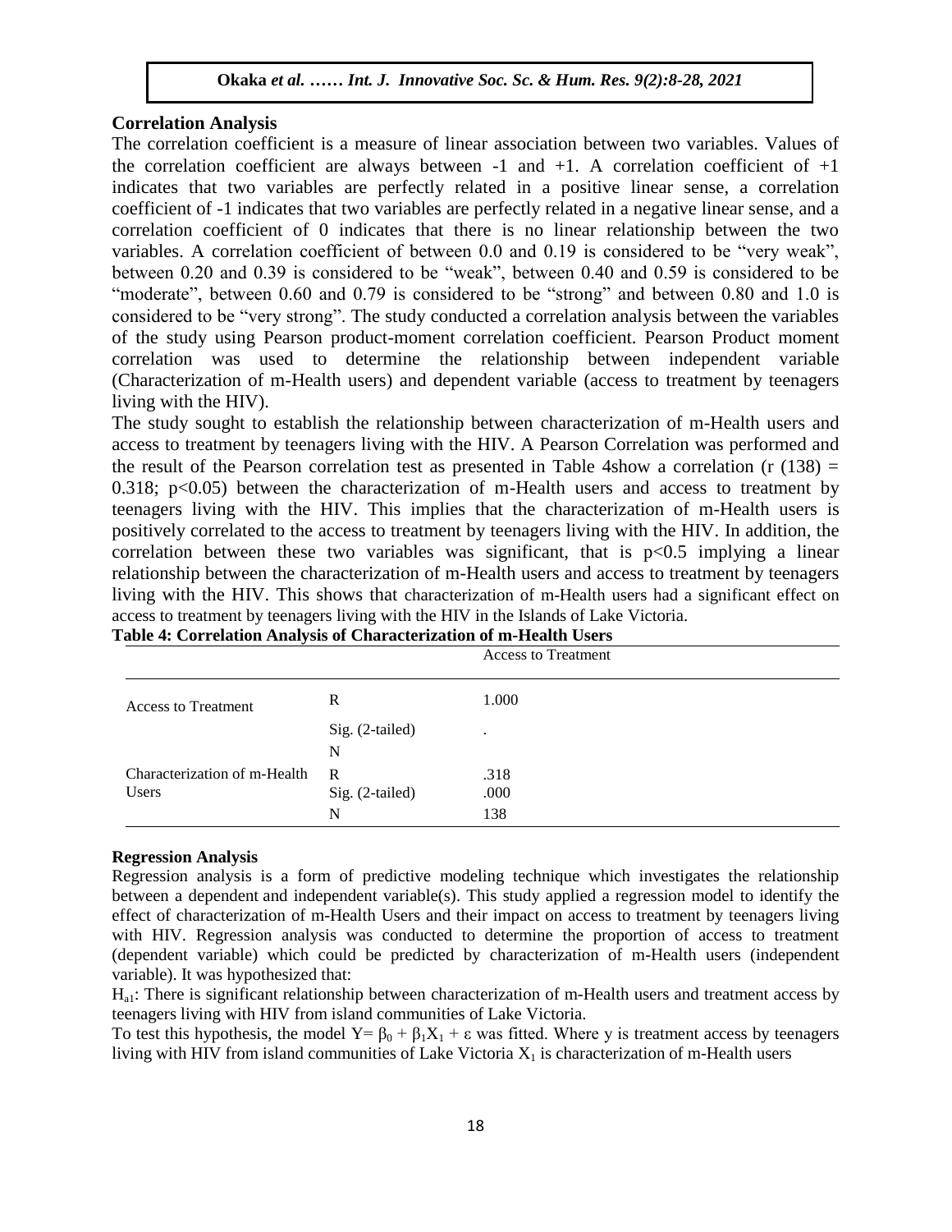## Correlation Analysis

The correlation coefficient is a measure of linear association between two variables. Values of the correlation coefficient are always between -1 and +1. A correlation coefficient of +1 indicates that two variables are perfectly related in a positive linear sense, a correlation coefficient of -1 indicates that two variables are perfectly related in a negative linear sense, and a correlation coefficient of 0 indicates that there is no linear relationship between the two variables. A correlation coefficient of between 0.0 and 0.19 is considered to be "very weak", between 0.20 and 0.39 is considered to be "weak", between 0.40 and 0.59 is considered to be "moderate", between 0.60 and 0.79 is considered to be "strong" and between 0.80 and 1.0 is considered to be "very strong". The study conducted a correlation analysis between the variables of the study using Pearson product-moment correlation coefficient. Pearson Product moment correlation was used to determine the relationship between independent variable (Characterization of m-Health users) and dependent variable (access to treatment by teenagers living with the HIV).

The study sought to establish the relationship between characterization of m-Health users and access to treatment by teenagers living with the HIV. A Pearson Correlation was performed and the result of the Pearson correlation test as presented in Table 4show a correlation ($r (138) = 0.318$; $p<0.05$) between the characterization of m-Health users and access to treatment by teenagers living with the HIV. This implies that the characterization of m-Health users is positively correlated to the access to treatment by teenagers living with the HIV. In addition, the correlation between these two variables was significant, that is $p<0.5$ implying a linear relationship between the characterization of m-Health users and access to treatment by teenagers living with the HIV. This shows that characterization of m-Health users had a significant effect on access to treatment by teenagers living with the HIV in the Islands of Lake Victoria.

**Table 4: Correlation Analysis of Characterization of m-Health Users**

| | | Access to Treatment |
|---|---|---|
| Access to Treatment | R | 1.000 |
| | Sig. (2-tailed) | . |
| | N | |
| Characterization of m-Health Users | R | .318 |
| | Sig. (2-tailed) | .000 |
| | N | 138 |

### Regression Analysis

Regression analysis is a form of predictive modeling technique which investigates the relationship between a dependent and independent variable(s). This study applied a regression model to identify the effect of characterization of m-Health Users and their impact on access to treatment by teenagers living with HIV. Regression analysis was conducted to determine the proportion of access to treatment (dependent variable) which could be predicted by characterization of m-Health users (independent variable). It was hypothesized that:

$H_{a1}$: There is significant relationship between characterization of m-Health users and treatment access by teenagers living with HIV from island communities of Lake Victoria.

To test this hypothesis, the model $Y= \beta_0 + \beta_1 X_1 + \varepsilon$ was fitted. Where y is treatment access by teenagers living with HIV from island communities of Lake Victoria $X_1$ is characterization of m-Health users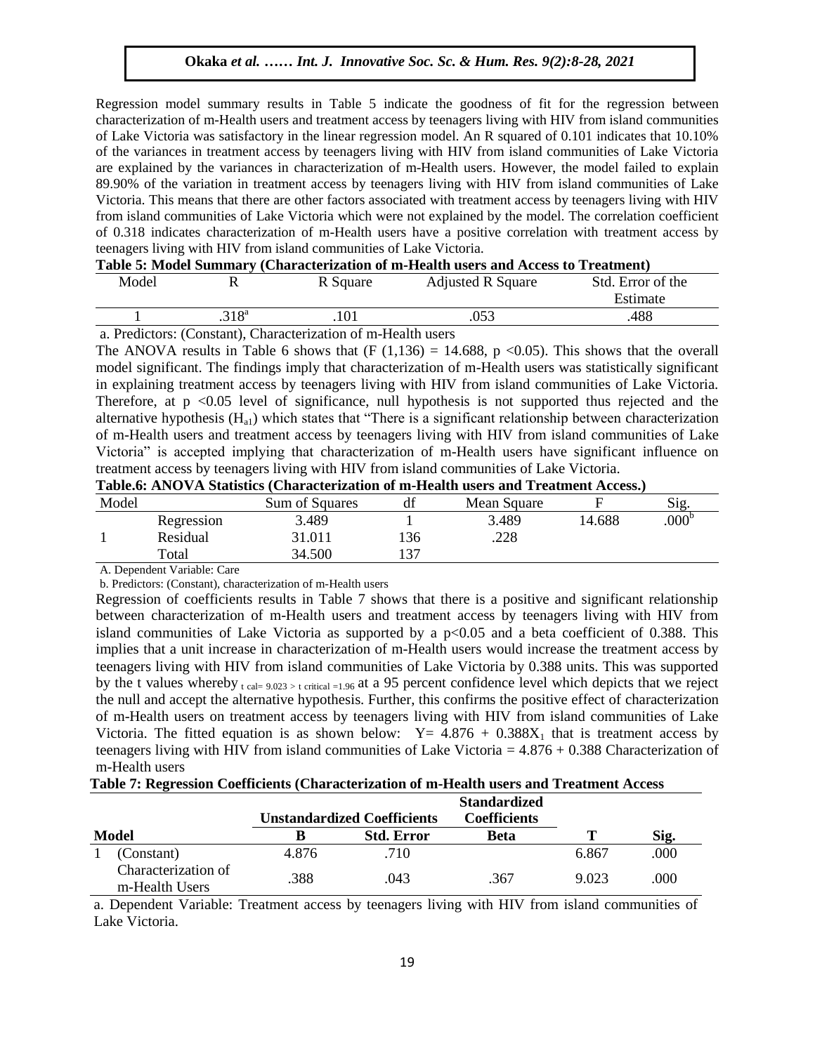Regression model summary results in Table 5 indicate the goodness of fit for the regression between characterization of m-Health users and treatment access by teenagers living with HIV from island communities of Lake Victoria was satisfactory in the linear regression model. An R squared of 0.101 indicates that 10.10% of the variances in treatment access by teenagers living with HIV from island communities of Lake Victoria are explained by the variances in characterization of m-Health users. However, the model failed to explain 89.90% of the variation in treatment access by teenagers living with HIV from island communities of Lake Victoria. This means that there are other factors associated with treatment access by teenagers living with HIV from island communities of Lake Victoria which were not explained by the model. The correlation coefficient of 0.318 indicates characterization of m-Health users have a positive correlation with treatment access by teenagers living with HIV from island communities of Lake Victoria.

**Table 5: Model Summary (Characterization of m-Health users and Access to Treatment)**

| Model | R | R Square | Adjusted R Square | Std. Error of the Estimate |
|---|---|---|---|---|
| 1 | .318[a] | .101 | .053 | .488 |

a. Predictors: (Constant), Characterization of m-Health users

The ANOVA results in Table 6 shows that ($F(1,136) = 14.688$, $p < 0.05$). This shows that the overall model significant. The findings imply that characterization of m-Health users was statistically significant in explaining treatment access by teenagers living with HIV from island communities of Lake Victoria. Therefore, at $p < 0.05$ level of significance, null hypothesis is not supported thus rejected and the alternative hypothesis ($H_{a1}$) which states that "There is a significant relationship between characterization of m-Health users and treatment access by teenagers living with HIV from island communities of Lake Victoria" is accepted implying that characterization of m-Health users have significant influence on treatment access by teenagers living with HIV from island communities of Lake Victoria.

**Table.6: ANOVA Statistics (Characterization of m-Health users and Treatment Access.)**

| Model | | Sum of Squares | df | Mean Square | F | Sig. |
|---|---|---|---|---|---|---|
| 1 | Regression | 3.489 | 1 | 3.489 | 14.688 | .000[b] |
| | Residual | 31.011 | 136 | .228 | | |
| | Total | 34.500 | 137 | | | |

A. Dependent Variable: Care

b. Predictors: (Constant), characterization of m-Health users

Regression of coefficients results in Table 7 shows that there is a positive and significant relationship between characterization of m-Health users and treatment access by teenagers living with HIV from island communities of Lake Victoria as supported by a $p<0.05$ and a beta coefficient of 0.388. This implies that a unit increase in characterization of m-Health users would increase the treatment access by teenagers living with HIV from island communities of Lake Victoria by 0.388 units. This was supported by the t values whereby $t_{cal}= 9.023 > t_{critical} =1.96$ at a 95 percent confidence level which depicts that we reject the null and accept the alternative hypothesis. Further, this confirms the positive effect of characterization of m-Health users on treatment access by teenagers living with HIV from island communities of Lake Victoria. The fitted equation is as shown below: $Y= 4.876 + 0.388X_1$ that is treatment access by teenagers living with HIV from island communities of Lake Victoria = 4.876 + 0.388 Characterization of m-Health users

**Table 7: Regression Coefficients (Characterization of m-Health users and Treatment Access**

| Model | Unstandardized Coefficients | | Standardized Coefficients | | |
|---|---|---|---|---|---|
| | B | Std. Error | Beta | T | Sig. |
| 1 (Constant) | 4.876 | .710 | | 6.867 | .000 |
| Characterization of m-Health Users | .388 | .043 | .367 | 9.023 | .000 |

a. Dependent Variable: Treatment access by teenagers living with HIV from island communities of Lake Victoria.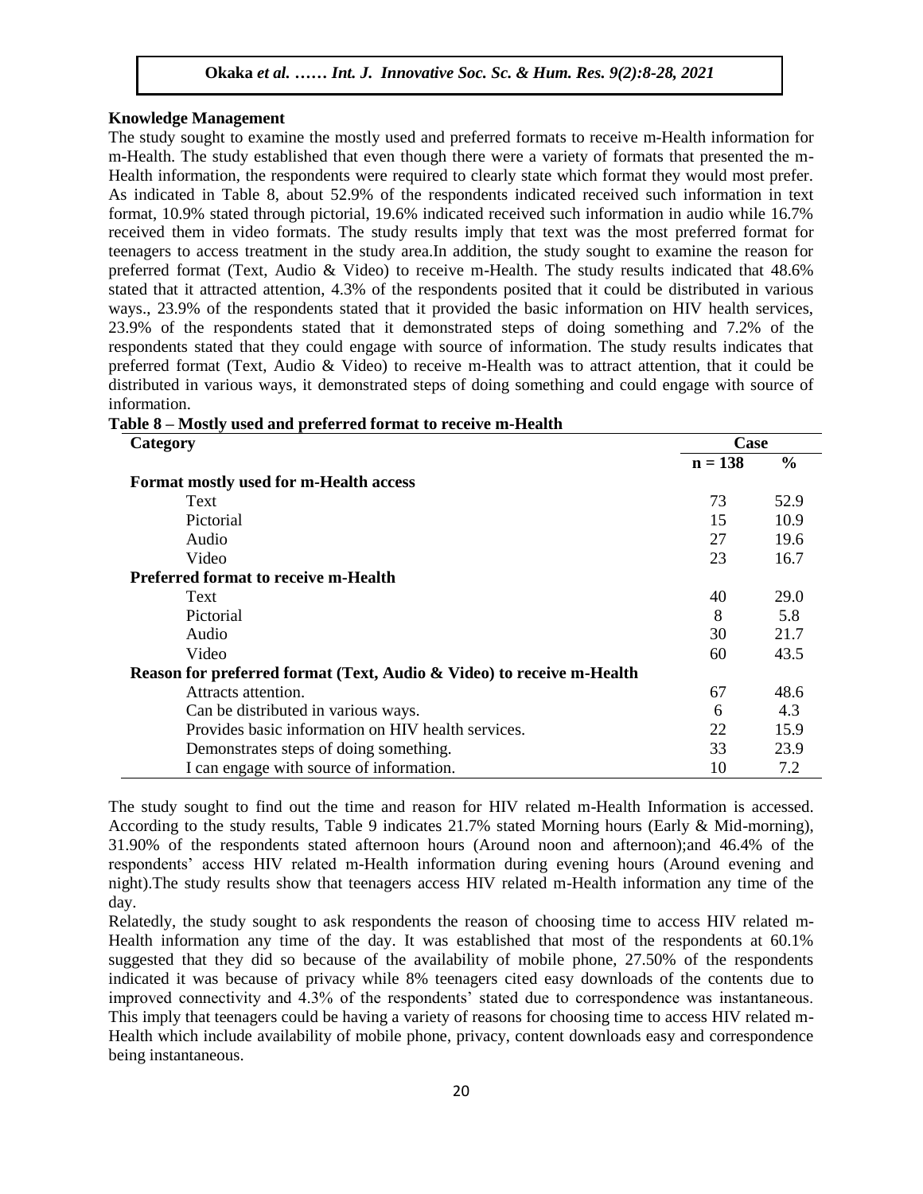### Knowledge Management

The study sought to examine the mostly used and preferred formats to receive m-Health information for m-Health. The study established that even though there were a variety of formats that presented the m-Health information, the respondents were required to clearly state which format they would most prefer. As indicated in Table 8, about 52.9% of the respondents indicated received such information in text format, 10.9% stated through pictorial, 19.6% indicated received such information in audio while 16.7% received them in video formats. The study results imply that text was the most preferred format for teenagers to access treatment in the study area.In addition, the study sought to examine the reason for preferred format (Text, Audio & Video) to receive m-Health. The study results indicated that 48.6% stated that it attracted attention, 4.3% of the respondents posited that it could be distributed in various ways., 23.9% of the respondents stated that it provided the basic information on HIV health services, 23.9% of the respondents stated that it demonstrated steps of doing something and 7.2% of the respondents stated that they could engage with source of information. The study results indicates that preferred format (Text, Audio & Video) to receive m-Health was to attract attention, that it could be distributed in various ways, it demonstrated steps of doing something and could engage with source of information.

**Table 8 – Mostly used and preferred format to receive m-Health**

| Category | Case | |
|---|---|---|
| | n = 138 | % |
| **Format mostly used for m-Health access** | | |
| Text | 73 | 52.9 |
| Pictorial | 15 | 10.9 |
| Audio | 27 | 19.6 |
| Video | 23 | 16.7 |
| **Preferred format to receive m-Health** | | |
| Text | 40 | 29.0 |
| Pictorial | 8 | 5.8 |
| Audio | 30 | 21.7 |
| Video | 60 | 43.5 |
| **Reason for preferred format (Text, Audio & Video) to receive m-Health** | | |
| Attracts attention. | 67 | 48.6 |
| Can be distributed in various ways. | 6 | 4.3 |
| Provides basic information on HIV health services. | 22 | 15.9 |
| Demonstrates steps of doing something. | 33 | 23.9 |
| I can engage with source of information. | 10 | 7.2 |

The study sought to find out the time and reason for HIV related m-Health Information is accessed. According to the study results, Table 9 indicates 21.7% stated Morning hours (Early & Mid-morning), 31.90% of the respondents stated afternoon hours (Around noon and afternoon);and 46.4% of the respondents' access HIV related m-Health information during evening hours (Around evening and night).The study results show that teenagers access HIV related m-Health information any time of the day.

Relatedly, the study sought to ask respondents the reason of choosing time to access HIV related m-Health information any time of the day. It was established that most of the respondents at 60.1% suggested that they did so because of the availability of mobile phone, 27.50% of the respondents indicated it was because of privacy while 8% teenagers cited easy downloads of the contents due to improved connectivity and 4.3% of the respondents' stated due to correspondence was instantaneous. This imply that teenagers could be having a variety of reasons for choosing time to access HIV related m-Health which include availability of mobile phone, privacy, content downloads easy and correspondence being instantaneous.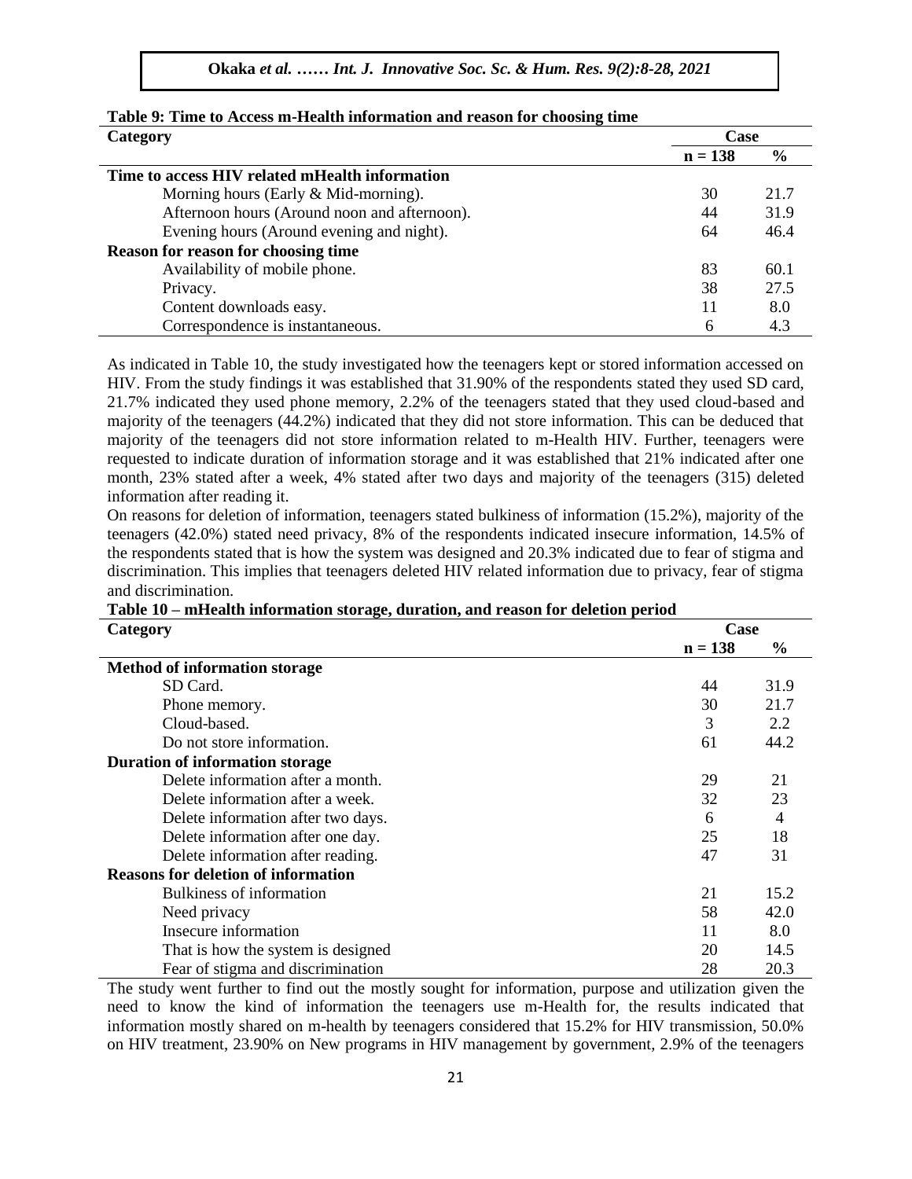**Table 9: Time to Access m-Health information and reason for choosing time**

| Category | Case | |
|---|---|---|
| | n = 138 | % |
| **Time to access HIV related mHealth information** | | |
| Morning hours (Early & Mid-morning). | 30 | 21.7 |
| Afternoon hours (Around noon and afternoon). | 44 | 31.9 |
| Evening hours (Around evening and night). | 64 | 46.4 |
| **Reason for reason for choosing time** | | |
| Availability of mobile phone. | 83 | 60.1 |
| Privacy. | 38 | 27.5 |
| Content downloads easy. | 11 | 8.0 |
| Correspondence is instantaneous. | 6 | 4.3 |

As indicated in Table 10, the study investigated how the teenagers kept or stored information accessed on HIV. From the study findings it was established that 31.90% of the respondents stated they used SD card, 21.7% indicated they used phone memory, 2.2% of the teenagers stated that they used cloud-based and majority of the teenagers (44.2%) indicated that they did not store information. This can be deduced that majority of the teenagers did not store information related to m-Health HIV. Further, teenagers were requested to indicate duration of information storage and it was established that 21% indicated after one month, 23% stated after a week, 4% stated after two days and majority of the teenagers (315) deleted information after reading it.

On reasons for deletion of information, teenagers stated bulkiness of information (15.2%), majority of the teenagers (42.0%) stated need privacy, 8% of the respondents indicated insecure information, 14.5% of the respondents stated that is how the system was designed and 20.3% indicated due to fear of stigma and discrimination. This implies that teenagers deleted HIV related information due to privacy, fear of stigma and discrimination.

**Table 10 – mHealth information storage, duration, and reason for deletion period**

| Category | Case | |
|---|---|---|
| | n = 138 | % |
| **Method of information storage** | | |
| SD Card. | 44 | 31.9 |
| Phone memory. | 30 | 21.7 |
| Cloud-based. | 3 | 2.2 |
| Do not store information. | 61 | 44.2 |
| **Duration of information storage** | | |
| Delete information after a month. | 29 | 21 |
| Delete information after a week. | 32 | 23 |
| Delete information after two days. | 6 | 4 |
| Delete information after one day. | 25 | 18 |
| Delete information after reading. | 47 | 31 |
| **Reasons for deletion of information** | | |
| Bulkiness of information | 21 | 15.2 |
| Need privacy | 58 | 42.0 |
| Insecure information | 11 | 8.0 |
| That is how the system is designed | 20 | 14.5 |
| Fear of stigma and discrimination | 28 | 20.3 |

The study went further to find out the mostly sought for information, purpose and utilization given the need to know the kind of information the teenagers use m-Health for, the results indicated that information mostly shared on m-health by teenagers considered that 15.2% for HIV transmission, 50.0% on HIV treatment, 23.90% on New programs in HIV management by government, 2.9% of the teenagers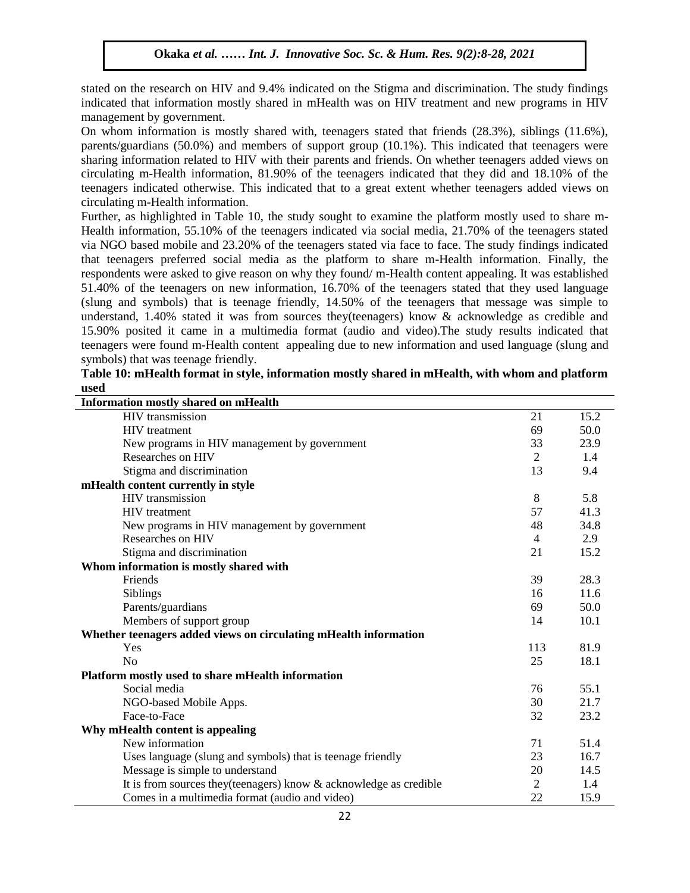stated on the research on HIV and 9.4% indicated on the Stigma and discrimination. The study findings indicated that information mostly shared in mHealth was on HIV treatment and new programs in HIV management by government.

On whom information is mostly shared with, teenagers stated that friends (28.3%), siblings (11.6%), parents/guardians (50.0%) and members of support group (10.1%). This indicated that teenagers were sharing information related to HIV with their parents and friends. On whether teenagers added views on circulating m-Health information, 81.90% of the teenagers indicated that they did and 18.10% of the teenagers indicated otherwise. This indicated that to a great extent whether teenagers added views on circulating m-Health information.

Further, as highlighted in Table 10, the study sought to examine the platform mostly used to share m-Health information, 55.10% of the teenagers indicated via social media, 21.70% of the teenagers stated via NGO based mobile and 23.20% of the teenagers stated via face to face. The study findings indicated that teenagers preferred social media as the platform to share m-Health information. Finally, the respondents were asked to give reason on why they found/ m-Health content appealing. It was established 51.40% of the teenagers on new information, 16.70% of the teenagers stated that they used language (slung and symbols) that is teenage friendly, 14.50% of the teenagers that message was simple to understand, 1.40% stated it was from sources they(teenagers) know & acknowledge as credible and 15.90% posited it came in a multimedia format (audio and video).The study results indicated that teenagers were found m-Health content appealing due to new information and used language (slung and symbols) that was teenage friendly.

**Table 10: mHealth format in style, information mostly shared in mHealth, with whom and platform used**

| | | |
|---|---|---|
| **Information mostly shared on mHealth** | | |
| HIV transmission | 21 | 15.2 |
| HIV treatment | 69 | 50.0 |
| New programs in HIV management by government | 33 | 23.9 |
| Researches on HIV | 2 | 1.4 |
| Stigma and discrimination | 13 | 9.4 |
| **mHealth content currently in style** | | |
| HIV transmission | 8 | 5.8 |
| HIV treatment | 57 | 41.3 |
| New programs in HIV management by government | 48 | 34.8 |
| Researches on HIV | 4 | 2.9 |
| Stigma and discrimination | 21 | 15.2 |
| **Whom information is mostly shared with** | | |
| Friends | 39 | 28.3 |
| Siblings | 16 | 11.6 |
| Parents/guardians | 69 | 50.0 |
| Members of support group | 14 | 10.1 |
| **Whether teenagers added views on circulating mHealth information** | | |
| Yes | 113 | 81.9 |
| No | 25 | 18.1 |
| **Platform mostly used to share mHealth information** | | |
| Social media | 76 | 55.1 |
| NGO-based Mobile Apps. | 30 | 21.7 |
| Face-to-Face | 32 | 23.2 |
| **Why mHealth content is appealing** | | |
| New information | 71 | 51.4 |
| Uses language (slung and symbols) that is teenage friendly | 23 | 16.7 |
| Message is simple to understand | 20 | 14.5 |
| It is from sources they(teenagers) know & acknowledge as credible | 2 | 1.4 |
| Comes in a multimedia format (audio and video) | 22 | 15.9 |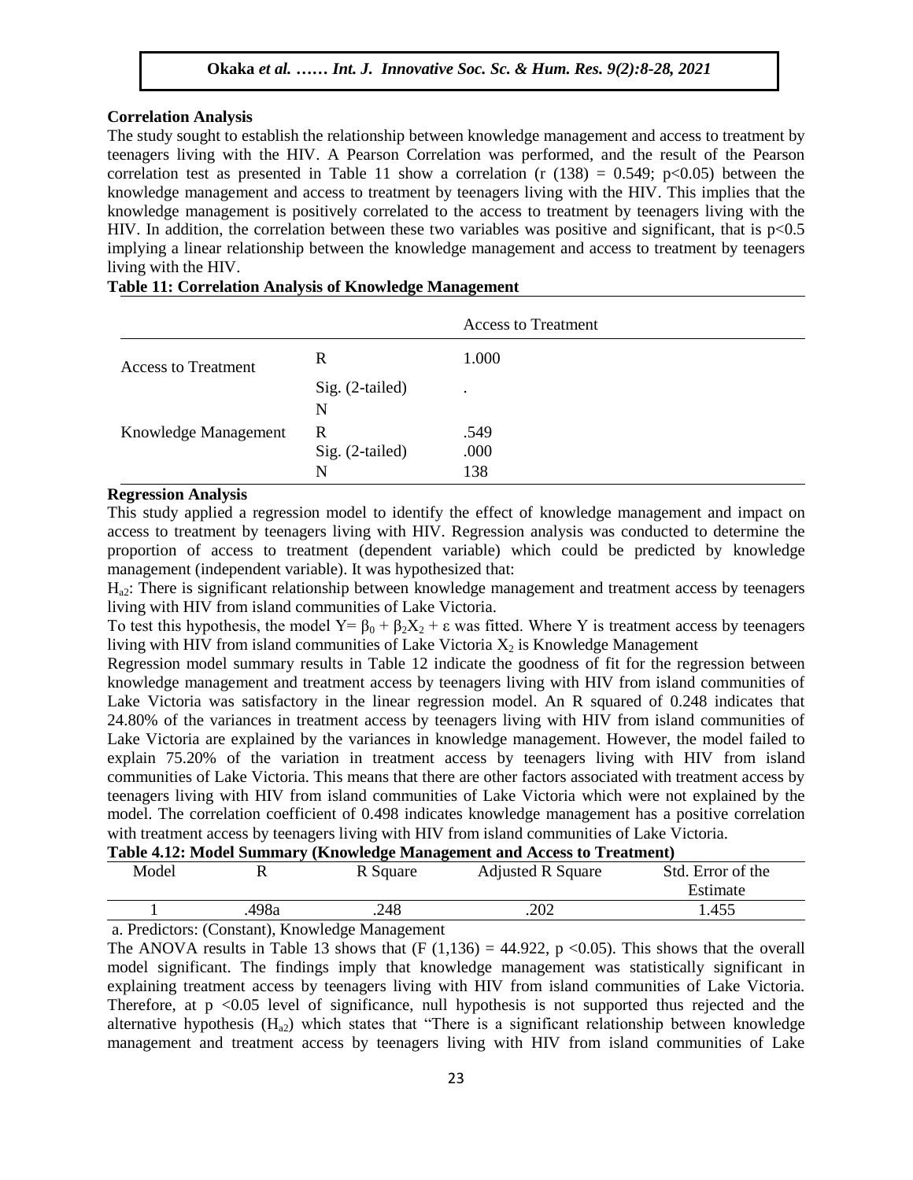**Correlation Analysis**

The study sought to establish the relationship between knowledge management and access to treatment by teenagers living with the HIV. A Pearson Correlation was performed, and the result of the Pearson correlation test as presented in Table 11 show a correlation ($r\ (138) = 0.549$; $p<0.05$) between the knowledge management and access to treatment by teenagers living with the HIV. This implies that the knowledge management is positively correlated to the access to treatment by teenagers living with the HIV. In addition, the correlation between these two variables was positive and significant, that is $p<0.5$ implying a linear relationship between the knowledge management and access to treatment by teenagers living with the HIV.

**Table 11: Correlation Analysis of Knowledge Management**

| | | Access to Treatment |
|---|---|---|
| Access to Treatment | R | 1.000 |
| | Sig. (2-tailed) | . |
| | N | |
| Knowledge Management | R | .549 |
| | Sig. (2-tailed) | .000 |
| | N | 138 |

**Regression Analysis**

This study applied a regression model to identify the effect of knowledge management and impact on access to treatment by teenagers living with HIV. Regression analysis was conducted to determine the proportion of access to treatment (dependent variable) which could be predicted by knowledge management (independent variable). It was hypothesized that:

$H_{a2}$: There is significant relationship between knowledge management and treatment access by teenagers living with HIV from island communities of Lake Victoria.

To test this hypothesis, the model $Y= \beta_0 + \beta_2 X_2 + \varepsilon$ was fitted. Where Y is treatment access by teenagers living with HIV from island communities of Lake Victoria $X_2$ is Knowledge Management

Regression model summary results in Table 12 indicate the goodness of fit for the regression between knowledge management and treatment access by teenagers living with HIV from island communities of Lake Victoria was satisfactory in the linear regression model. An R squared of 0.248 indicates that 24.80% of the variances in treatment access by teenagers living with HIV from island communities of Lake Victoria are explained by the variances in knowledge management. However, the model failed to explain 75.20% of the variation in treatment access by teenagers living with HIV from island communities of Lake Victoria. This means that there are other factors associated with treatment access by teenagers living with HIV from island communities of Lake Victoria which were not explained by the model. The correlation coefficient of 0.498 indicates knowledge management has a positive correlation with treatment access by teenagers living with HIV from island communities of Lake Victoria.

**Table 4.12: Model Summary (Knowledge Management and Access to Treatment)**

| Model | R | R Square | Adjusted R Square | Std. Error of the Estimate |
|---|---|---|---|---|
| 1 | .498a | .248 | .202 | 1.455 |

a. Predictors: (Constant), Knowledge Management

The ANOVA results in Table 13 shows that ($F\ (1,136) = 44.922$, $p<0.05$). This shows that the overall model significant. The findings imply that knowledge management was statistically significant in explaining treatment access by teenagers living with HIV from island communities of Lake Victoria. Therefore, at $p<0.05$ level of significance, null hypothesis is not supported thus rejected and the alternative hypothesis ($H_{a2}$) which states that "There is a significant relationship between knowledge management and treatment access by teenagers living with HIV from island communities of Lake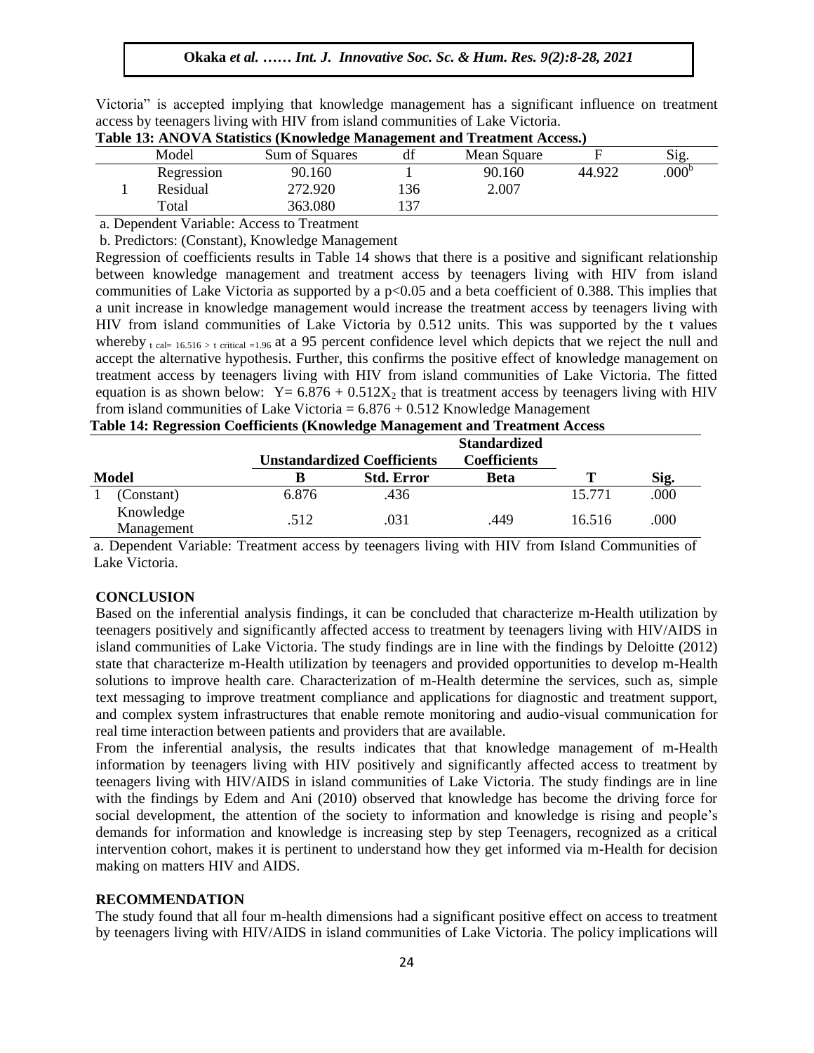Victoria" is accepted implying that knowledge management has a significant influence on treatment access by teenagers living with HIV from island communities of Lake Victoria.

**Table 13: ANOVA Statistics (Knowledge Management and Treatment Access.)**

| Model | | Sum of Squares | df | Mean Square | F | Sig. |
|---|---|---|---|---|---|---|
| 1 | Regression | 90.160 | 1 | 90.160 | 44.922 | .000[b] |
| | Residual | 272.920 | 136 | 2.007 | | |
| | Total | 363.080 | 137 | | | |

a. Dependent Variable: Access to Treatment

b. Predictors: (Constant), Knowledge Management

Regression of coefficients results in Table 14 shows that there is a positive and significant relationship between knowledge management and treatment access by teenagers living with HIV from island communities of Lake Victoria as supported by a $p<0.05$ and a beta coefficient of 0.388. This implies that a unit increase in knowledge management would increase the treatment access by teenagers living with HIV from island communities of Lake Victoria by 0.512 units. This was supported by the t values whereby $t_{cal= 16.516} > t_{critical =1.96}$ at a 95 percent confidence level which depicts that we reject the null and accept the alternative hypothesis. Further, this confirms the positive effect of knowledge management on treatment access by teenagers living with HIV from island communities of Lake Victoria. The fitted equation is as shown below: $Y= 6.876 + 0.512X_2$ that is treatment access by teenagers living with HIV from island communities of Lake Victoria = 6.876 + 0.512 Knowledge Management

**Table 14: Regression Coefficients (Knowledge Management and Treatment Access**

| Model | | Unstandardized Coefficients | | Standardized Coefficients | | |
|---|---|---|---|---|---|---|
| | | B | Std. Error | Beta | T | Sig. |
| 1 | (Constant) | 6.876 | .436 | | 15.771 | .000 |
| | Knowledge Management | .512 | .031 | .449 | 16.516 | .000 |

a. Dependent Variable: Treatment access by teenagers living with HIV from Island Communities of Lake Victoria.

## CONCLUSION

Based on the inferential analysis findings, it can be concluded that characterize m-Health utilization by teenagers positively and significantly affected access to treatment by teenagers living with HIV/AIDS in island communities of Lake Victoria. The study findings are in line with the findings by Deloitte (2012) state that characterize m-Health utilization by teenagers and provided opportunities to develop m-Health solutions to improve health care. Characterization of m-Health determine the services, such as, simple text messaging to improve treatment compliance and applications for diagnostic and treatment support, and complex system infrastructures that enable remote monitoring and audio-visual communication for real time interaction between patients and providers that are available.

From the inferential analysis, the results indicates that that knowledge management of m-Health information by teenagers living with HIV positively and significantly affected access to treatment by teenagers living with HIV/AIDS in island communities of Lake Victoria. The study findings are in line with the findings by Edem and Ani (2010) observed that knowledge has become the driving force for social development, the attention of the society to information and knowledge is rising and people's demands for information and knowledge is increasing step by step Teenagers, recognized as a critical intervention cohort, makes it is pertinent to understand how they get informed via m-Health for decision making on matters HIV and AIDS.

## RECOMMENDATION

The study found that all four m-health dimensions had a significant positive effect on access to treatment by teenagers living with HIV/AIDS in island communities of Lake Victoria. The policy implications will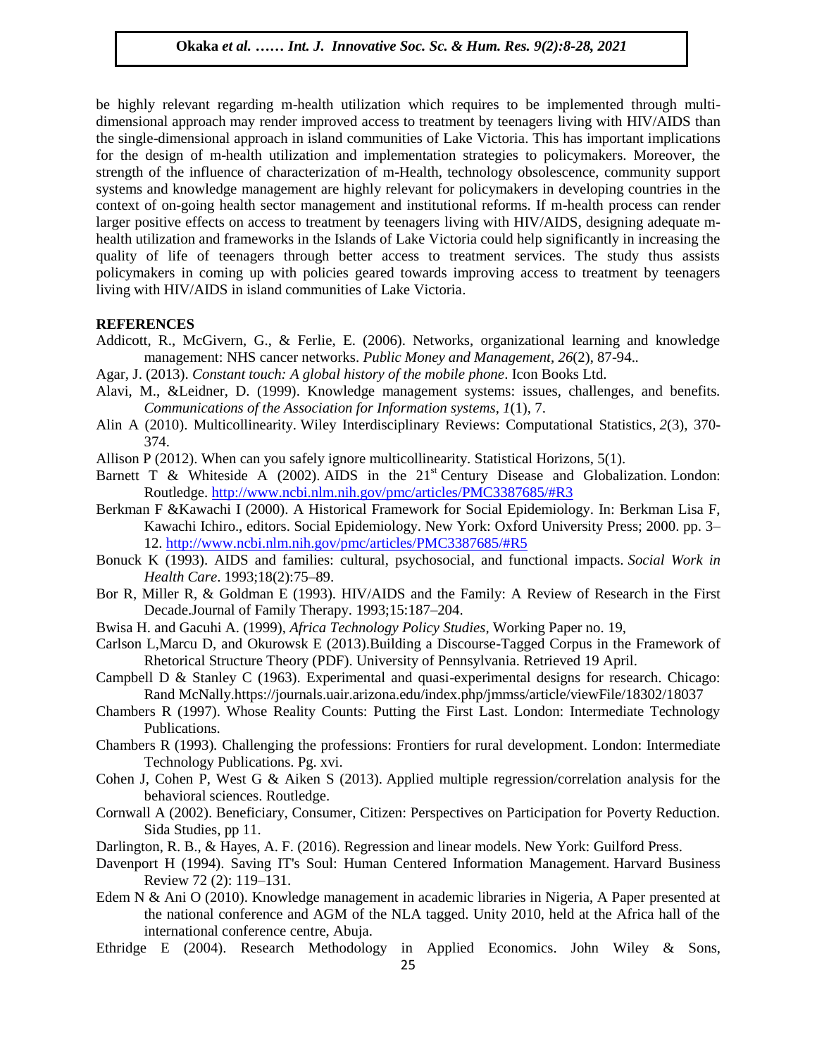be highly relevant regarding m-health utilization which requires to be implemented through multi-dimensional approach may render improved access to treatment by teenagers living with HIV/AIDS than the single-dimensional approach in island communities of Lake Victoria. This has important implications for the design of m-health utilization and implementation strategies to policymakers. Moreover, the strength of the influence of characterization of m-Health, technology obsolescence, community support systems and knowledge management are highly relevant for policymakers in developing countries in the context of on-going health sector management and institutional reforms. If m-health process can render larger positive effects on access to treatment by teenagers living with HIV/AIDS, designing adequate m-health utilization and frameworks in the Islands of Lake Victoria could help significantly in increasing the quality of life of teenagers through better access to treatment services. The study thus assists policymakers in coming up with policies geared towards improving access to treatment by teenagers living with HIV/AIDS in island communities of Lake Victoria.

## REFERENCES

Addicott, R., McGivern, G., & Ferlie, E. (2006). Networks, organizational learning and knowledge management: NHS cancer networks. *Public Money and Management*, *26*(2), 87-94..

Agar, J. (2013). *Constant touch: A global history of the mobile phone*. Icon Books Ltd.

Alavi, M., &Leidner, D. (1999). Knowledge management systems: issues, challenges, and benefits. *Communications of the Association for Information systems*, *1*(1), 7.

Alin A (2010). Multicollinearity. Wiley Interdisciplinary Reviews: Computational Statistics, *2*(3), 370-374.

Allison P (2012). When can you safely ignore multicollinearity. Statistical Horizons, 5(1).

Barnett T & Whiteside A (2002). AIDS in the 21st Century Disease and Globalization. London: Routledge. http://www.ncbi.nlm.nih.gov/pmc/articles/PMC3387685/#R3

Berkman F &Kawachi I (2000). A Historical Framework for Social Epidemiology. In: Berkman Lisa F, Kawachi Ichiro., editors. Social Epidemiology. New York: Oxford University Press; 2000. pp. 3–12. http://www.ncbi.nlm.nih.gov/pmc/articles/PMC3387685/#R5

Bonuck K (1993). AIDS and families: cultural, psychosocial, and functional impacts. *Social Work in Health Care*. 1993;18(2):75–89.

Bor R, Miller R, & Goldman E (1993). HIV/AIDS and the Family: A Review of Research in the First Decade.Journal of Family Therapy. 1993;15:187–204.

Bwisa H. and Gacuhi A. (1999), *Africa Technology Policy Studies*, Working Paper no. 19,

Carlson L,Marcu D, and Okurowsk E (2013).Building a Discourse-Tagged Corpus in the Framework of Rhetorical Structure Theory (PDF). University of Pennsylvania. Retrieved 19 April.

Campbell D & Stanley C (1963). Experimental and quasi-experimental designs for research. Chicago: Rand McNally.https://journals.uair.arizona.edu/index.php/jmmss/article/viewFile/18302/18037

Chambers R (1997). Whose Reality Counts: Putting the First Last. London: Intermediate Technology Publications.

Chambers R (1993). Challenging the professions: Frontiers for rural development. London: Intermediate Technology Publications. Pg. xvi.

Cohen J, Cohen P, West G & Aiken S (2013). Applied multiple regression/correlation analysis for the behavioral sciences. Routledge.

Cornwall A (2002). Beneficiary, Consumer, Citizen: Perspectives on Participation for Poverty Reduction. Sida Studies, pp 11.

Darlington, R. B., & Hayes, A. F. (2016). Regression and linear models. New York: Guilford Press.

Davenport H (1994). Saving IT's Soul: Human Centered Information Management. Harvard Business Review 72 (2): 119–131.

Edem N & Ani O (2010). Knowledge management in academic libraries in Nigeria, A Paper presented at the national conference and AGM of the NLA tagged. Unity 2010, held at the Africa hall of the international conference centre, Abuja.

Ethridge E (2004). Research Methodology in Applied Economics. John Wiley & Sons,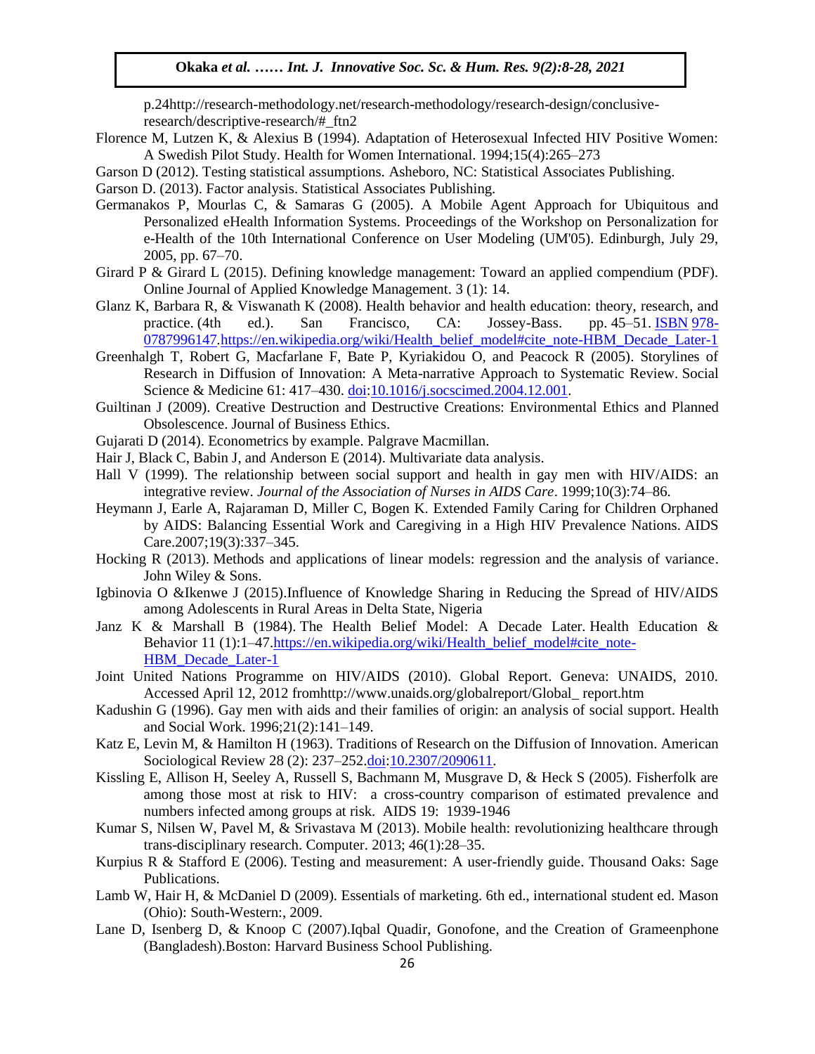p.24http://research-methodology.net/research-methodology/research-design/conclusive-research/descriptive-research/#_ftn2

Florence M, Lutzen K, & Alexius B (1994). Adaptation of Heterosexual Infected HIV Positive Women: A Swedish Pilot Study. Health for Women International. 1994;15(4):265–273

Garson D (2012). Testing statistical assumptions. Asheboro, NC: Statistical Associates Publishing.

Garson D. (2013). Factor analysis. Statistical Associates Publishing.

Germanakos P, Mourlas C, & Samaras G (2005). A Mobile Agent Approach for Ubiquitous and Personalized eHealth Information Systems. Proceedings of the Workshop on Personalization for e-Health of the 10th International Conference on User Modeling (UM'05). Edinburgh, July 29, 2005, pp. 67–70.

Girard P & Girard L (2015). Defining knowledge management: Toward an applied compendium (PDF). Online Journal of Applied Knowledge Management. 3 (1): 14.

Glanz K, Barbara R, & Viswanath K (2008). Health behavior and health education: theory, research, and practice. (4th ed.). San Francisco, CA: Jossey-Bass. pp. 45–51. ISBN 978-0787996147.https://en.wikipedia.org/wiki/Health_belief_model#cite_note-HBM_Decade_Later-1

Greenhalgh T, Robert G, Macfarlane F, Bate P, Kyriakidou O, and Peacock R (2005). Storylines of Research in Diffusion of Innovation: A Meta-narrative Approach to Systematic Review. Social Science & Medicine 61: 417–430. doi:10.1016/j.socscimed.2004.12.001.

Guiltinan J (2009). Creative Destruction and Destructive Creations: Environmental Ethics and Planned Obsolescence. Journal of Business Ethics.

Gujarati D (2014). Econometrics by example. Palgrave Macmillan.

Hair J, Black C, Babin J, and Anderson E (2014). Multivariate data analysis.

Hall V (1999). The relationship between social support and health in gay men with HIV/AIDS: an integrative review. *Journal of the Association of Nurses in AIDS Care*. 1999;10(3):74–86.

Heymann J, Earle A, Rajaraman D, Miller C, Bogen K. Extended Family Caring for Children Orphaned by AIDS: Balancing Essential Work and Caregiving in a High HIV Prevalence Nations. AIDS Care.2007;19(3):337–345.

Hocking R (2013). Methods and applications of linear models: regression and the analysis of variance. John Wiley & Sons.

Igbinovia O &Ikenwe J (2015).Influence of Knowledge Sharing in Reducing the Spread of HIV/AIDS among Adolescents in Rural Areas in Delta State, Nigeria

Janz K & Marshall B (1984). The Health Belief Model: A Decade Later. Health Education & Behavior 11 (1):1–47.https://en.wikipedia.org/wiki/Health_belief_model#cite_note-HBM_Decade_Later-1

Joint United Nations Programme on HIV/AIDS (2010). Global Report. Geneva: UNAIDS, 2010. Accessed April 12, 2012 fromhttp://www.unaids.org/globalreport/Global_ report.htm

Kadushin G (1996). Gay men with aids and their families of origin: an analysis of social support. Health and Social Work. 1996;21(2):141–149.

Katz E, Levin M, & Hamilton H (1963). Traditions of Research on the Diffusion of Innovation. American Sociological Review 28 (2): 237–252.doi:10.2307/2090611.

Kissling E, Allison H, Seeley A, Russell S, Bachmann M, Musgrave D, & Heck S (2005). Fisherfolk are among those most at risk to HIV: a cross-country comparison of estimated prevalence and numbers infected among groups at risk. AIDS 19: 1939-1946

Kumar S, Nilsen W, Pavel M, & Srivastava M (2013). Mobile health: revolutionizing healthcare through trans-disciplinary research. Computer. 2013; 46(1):28–35.

Kurpius R & Stafford E (2006). Testing and measurement: A user-friendly guide. Thousand Oaks: Sage Publications.

Lamb W, Hair H, & McDaniel D (2009). Essentials of marketing. 6th ed., international student ed. Mason (Ohio): South-Western:, 2009.

Lane D, Isenberg D, & Knoop C (2007).Iqbal Quadir, Gonofone, and the Creation of Grameenphone (Bangladesh).Boston: Harvard Business School Publishing.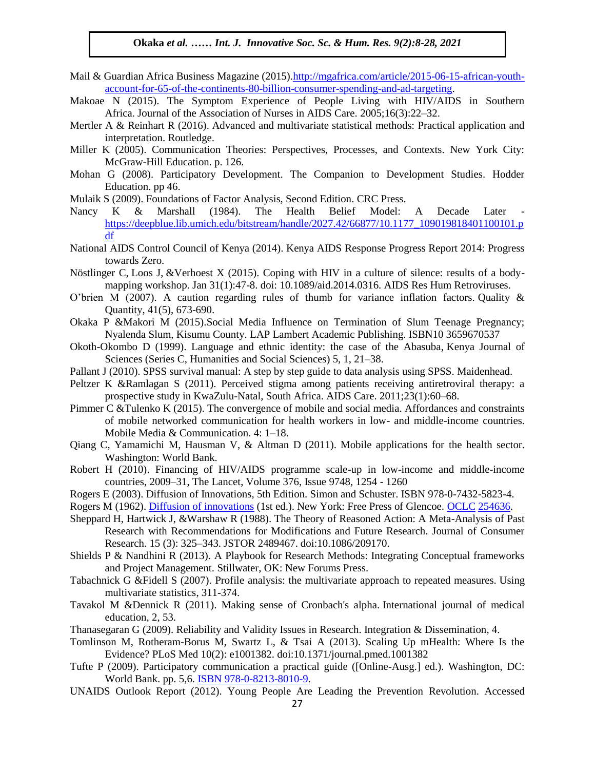Mail & Guardian Africa Business Magazine (2015).http://mgafrica.com/article/2015-06-15-african-youth-account-for-65-of-the-continents-80-billion-consumer-spending-and-ad-targeting.

Makoae N (2015). The Symptom Experience of People Living with HIV/AIDS in Southern Africa. Journal of the Association of Nurses in AIDS Care. 2005;16(3):22–32.

Mertler A & Reinhart R (2016). Advanced and multivariate statistical methods: Practical application and interpretation. Routledge.

Miller K (2005). Communication Theories: Perspectives, Processes, and Contexts. New York City: McGraw-Hill Education. p. 126.

Mohan G (2008). Participatory Development. The Companion to Development Studies. Hodder Education. pp 46.

Mulaik S (2009). Foundations of Factor Analysis, Second Edition. CRC Press.

Nancy K & Marshall (1984). The Health Belief Model: A Decade Later - https://deepblue.lib.umich.edu/bitstream/handle/2027.42/66877/10.1177_109019818401100101.pdf

National AIDS Control Council of Kenya (2014). Kenya AIDS Response Progress Report 2014: Progress towards Zero.

Nöstlinger C, Loos J, &Verhoest X (2015). Coping with HIV in a culture of silence: results of a body-mapping workshop. Jan 31(1):47-8. doi: 10.1089/aid.2014.0316. AIDS Res Hum Retroviruses.

O'brien M (2007). A caution regarding rules of thumb for variance inflation factors. Quality & Quantity, 41(5), 673-690.

Okaka P &Makori M (2015).Social Media Influence on Termination of Slum Teenage Pregnancy; Nyalenda Slum, Kisumu County. LAP Lambert Academic Publishing. ISBN10 3659670537

Okoth-Okombo D (1999). Language and ethnic identity: the case of the Abasuba, Kenya Journal of Sciences (Series C, Humanities and Social Sciences) 5, 1, 21–38.

Pallant J (2010). SPSS survival manual: A step by step guide to data analysis using SPSS. Maidenhead.

Peltzer K &Ramlagan S (2011). Perceived stigma among patients receiving antiretroviral therapy: a prospective study in KwaZulu-Natal, South Africa. AIDS Care. 2011;23(1):60–68.

Pimmer C &Tulenko K (2015). The convergence of mobile and social media. Affordances and constraints of mobile networked communication for health workers in low- and middle-income countries. Mobile Media & Communication. 4: 1–18.

Qiang C, Yamamichi M, Hausman V, & Altman D (2011). Mobile applications for the health sector. Washington: World Bank.

Robert H (2010). Financing of HIV/AIDS programme scale-up in low-income and middle-income countries, 2009–31, The Lancet, Volume 376, Issue 9748, 1254 - 1260

Rogers E (2003). Diffusion of Innovations, 5th Edition. Simon and Schuster. ISBN 978-0-7432-5823-4.

Rogers M (1962). Diffusion of innovations (1st ed.). New York: Free Press of Glencoe. OCLC 254636.

Sheppard H, Hartwick J, &Warshaw R (1988). The Theory of Reasoned Action: A Meta-Analysis of Past Research with Recommendations for Modifications and Future Research. Journal of Consumer Research. 15 (3): 325–343. JSTOR 2489467. doi:10.1086/209170.

Shields P & Nandhini R (2013). A Playbook for Research Methods: Integrating Conceptual frameworks and Project Management. Stillwater, OK: New Forums Press.

Tabachnick G &Fidell S (2007). Profile analysis: the multivariate approach to repeated measures. Using multivariate statistics, 311-374.

Tavakol M &Dennick R (2011). Making sense of Cronbach's alpha. International journal of medical education, 2, 53.

Thanasegaran G (2009). Reliability and Validity Issues in Research. Integration & Dissemination, 4.

Tomlinson M, Rotheram-Borus M, Swartz L, & Tsai A (2013). Scaling Up mHealth: Where Is the Evidence? PLoS Med 10(2): e1001382. doi:10.1371/journal.pmed.1001382

Tufte P (2009). Participatory communication a practical guide ([Online-Ausg.] ed.). Washington, DC: World Bank. pp. 5,6. ISBN 978-0-8213-8010-9.

UNAIDS Outlook Report (2012). Young People Are Leading the Prevention Revolution. Accessed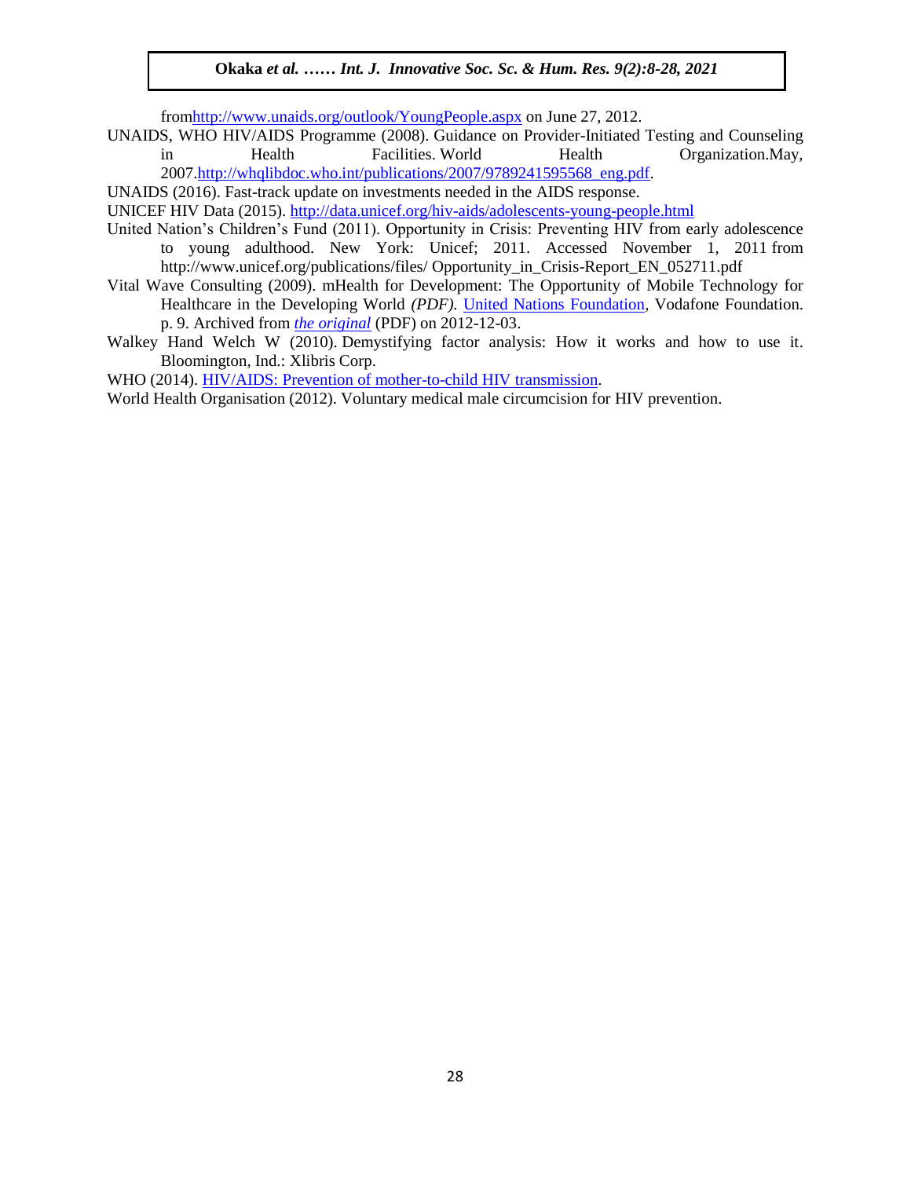fromhttp://www.unaids.org/outlook/YoungPeople.aspx on June 27, 2012.

UNAIDS, WHO HIV/AIDS Programme (2008). Guidance on Provider-Initiated Testing and Counseling in Health Facilities. World Health Organization.May, 2007.http://whqlibdoc.who.int/publications/2007/9789241595568_eng.pdf.

UNAIDS (2016). Fast-track update on investments needed in the AIDS response.

UNICEF HIV Data (2015). http://data.unicef.org/hiv-aids/adolescents-young-people.html

United Nation's Children's Fund (2011). Opportunity in Crisis: Preventing HIV from early adolescence to young adulthood. New York: Unicef; 2011. Accessed November 1, 2011 from http://www.unicef.org/publications/files/ Opportunity_in_Crisis-Report_EN_052711.pdf

Vital Wave Consulting (2009). mHealth for Development: The Opportunity of Mobile Technology for Healthcare in the Developing World *(PDF).* United Nations Foundation, Vodafone Foundation. p. 9. Archived from *the original* (PDF) on 2012-12-03.

Walkey Hand Welch W (2010). Demystifying factor analysis: How it works and how to use it. Bloomington, Ind.: Xlibris Corp.

WHO (2014). HIV/AIDS: Prevention of mother-to-child HIV transmission.

World Health Organisation (2012). Voluntary medical male circumcision for HIV prevention.